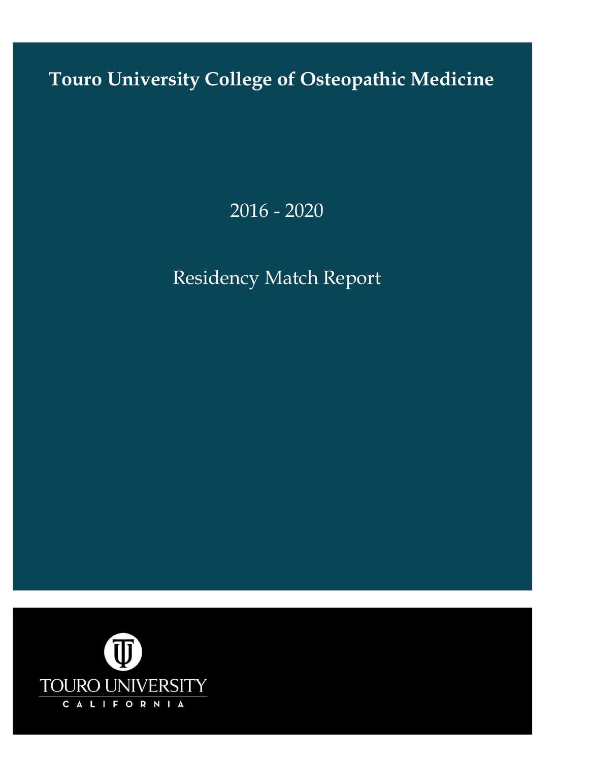# Touro University College of Osteopathic Medicine

2016 - 2020

Residency Match Report

TOURO UNIVERSITY

CALIFORNIA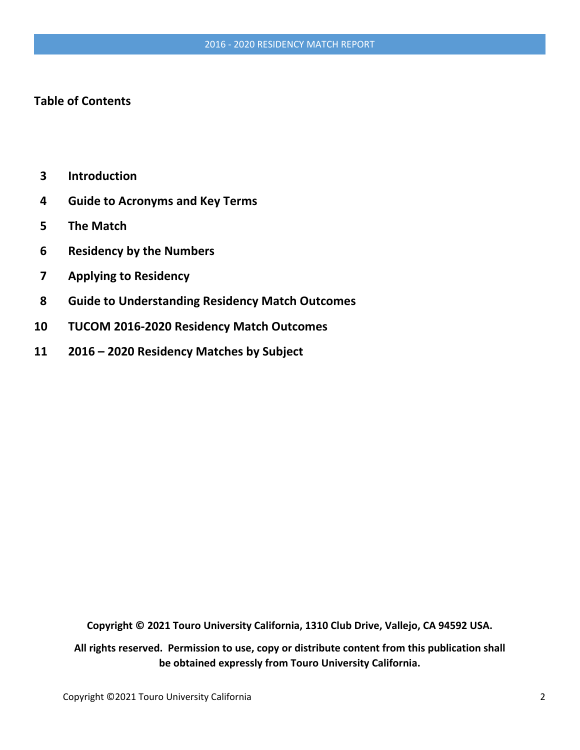**Table of Contents**

| | |
|---|---|
| 3 | **Introduction** |
| 4 | **Guide to Acronyms and Key Terms** |
| 5 | **The Match** |
| 6 | **Residency by the Numbers** |
| 7 | **Applying to Residency** |
| 8 | **Guide to Understanding Residency Match Outcomes** |
| 10 | **TUCOM 2016-2020 Residency Match Outcomes** |
| 11 | **2016 – 2020 Residency Matches by Subject** |

**Copyright © 2021 Touro University California, 1310 Club Drive, Vallejo, CA 94592 USA.**

**All rights reserved. Permission to use, copy or distribute content from this publication shall be obtained expressly from Touro University California.**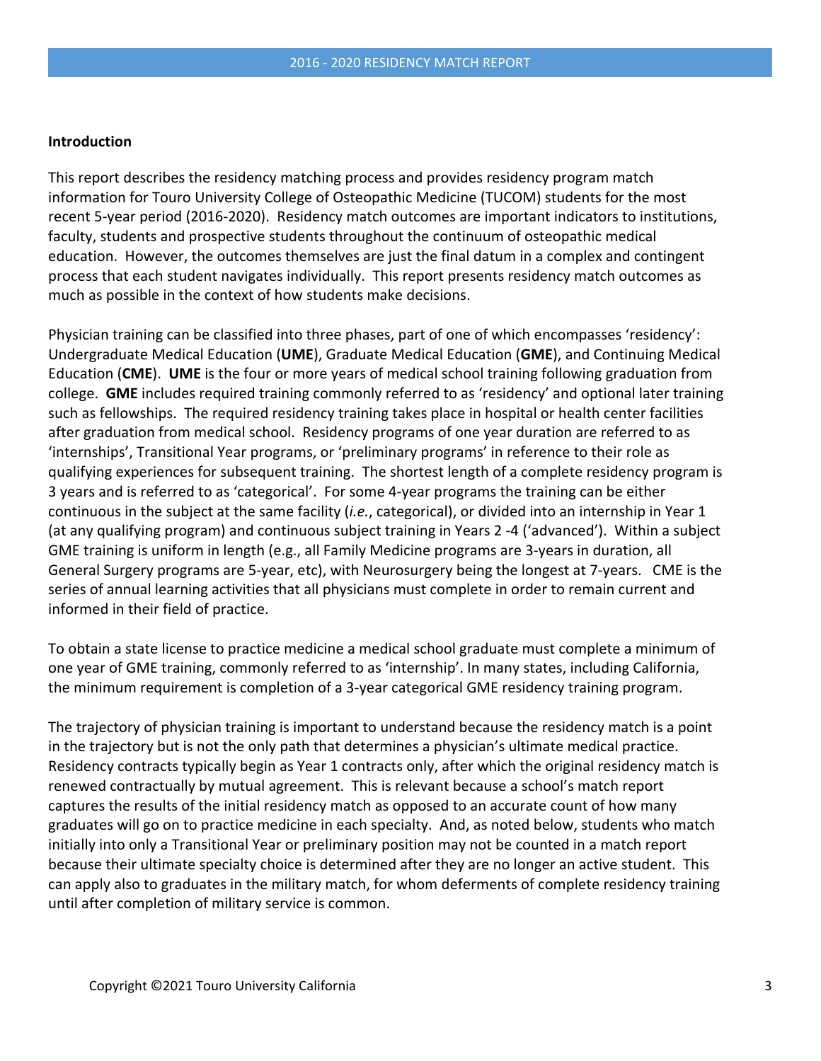## Introduction

This report describes the residency matching process and provides residency program match information for Touro University College of Osteopathic Medicine (TUCOM) students for the most recent 5-year period (2016-2020). Residency match outcomes are important indicators to institutions, faculty, students and prospective students throughout the continuum of osteopathic medical education. However, the outcomes themselves are just the final datum in a complex and contingent process that each student navigates individually. This report presents residency match outcomes as much as possible in the context of how students make decisions.

Physician training can be classified into three phases, part of one of which encompasses 'residency': Undergraduate Medical Education (**UME**), Graduate Medical Education (**GME**), and Continuing Medical Education (**CME**). **UME** is the four or more years of medical school training following graduation from college. **GME** includes required training commonly referred to as 'residency' and optional later training such as fellowships. The required residency training takes place in hospital or health center facilities after graduation from medical school. Residency programs of one year duration are referred to as 'internships', Transitional Year programs, or 'preliminary programs' in reference to their role as qualifying experiences for subsequent training. The shortest length of a complete residency program is 3 years and is referred to as 'categorical'. For some 4-year programs the training can be either continuous in the subject at the same facility (*i.e.*, categorical), or divided into an internship in Year 1 (at any qualifying program) and continuous subject training in Years 2 -4 ('advanced'). Within a subject GME training is uniform in length (e.g., all Family Medicine programs are 3-years in duration, all General Surgery programs are 5-year, etc), with Neurosurgery being the longest at 7-years. CME is the series of annual learning activities that all physicians must complete in order to remain current and informed in their field of practice.

To obtain a state license to practice medicine a medical school graduate must complete a minimum of one year of GME training, commonly referred to as 'internship'. In many states, including California, the minimum requirement is completion of a 3-year categorical GME residency training program.

The trajectory of physician training is important to understand because the residency match is a point in the trajectory but is not the only path that determines a physician's ultimate medical practice. Residency contracts typically begin as Year 1 contracts only, after which the original residency match is renewed contractually by mutual agreement. This is relevant because a school's match report captures the results of the initial residency match as opposed to an accurate count of how many graduates will go on to practice medicine in each specialty. And, as noted below, students who match initially into only a Transitional Year or preliminary position may not be counted in a match report because their ultimate specialty choice is determined after they are no longer an active student. This can apply also to graduates in the military match, for whom deferments of complete residency training until after completion of military service is common.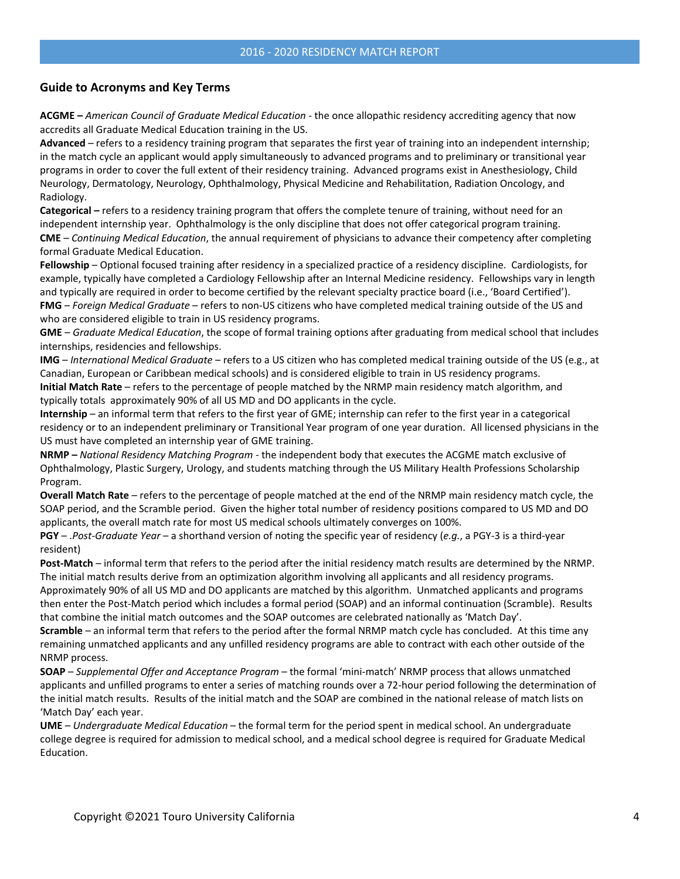## Guide to Acronyms and Key Terms

**ACGME –** *American Council of Graduate Medical Education* - the once allopathic residency accrediting agency that now accredits all Graduate Medical Education training in the US.

**Advanced** – refers to a residency training program that separates the first year of training into an independent internship; in the match cycle an applicant would apply simultaneously to advanced programs and to preliminary or transitional year programs in order to cover the full extent of their residency training. Advanced programs exist in Anesthesiology, Child Neurology, Dermatology, Neurology, Ophthalmology, Physical Medicine and Rehabilitation, Radiation Oncology, and Radiology.

**Categorical –** refers to a residency training program that offers the complete tenure of training, without need for an independent internship year. Ophthalmology is the only discipline that does not offer categorical program training.

**CME** – *Continuing Medical Education*, the annual requirement of physicians to advance their competency after completing formal Graduate Medical Education.

**Fellowship** – Optional focused training after residency in a specialized practice of a residency discipline. Cardiologists, for example, typically have completed a Cardiology Fellowship after an Internal Medicine residency. Fellowships vary in length and typically are required in order to become certified by the relevant specialty practice board (i.e., 'Board Certified').

**FMG** – *Foreign Medical Graduate* – refers to non-US citizens who have completed medical training outside of the US and who are considered eligible to train in US residency programs.

**GME** – *Graduate Medical Education*, the scope of formal training options after graduating from medical school that includes internships, residencies and fellowships.

**IMG** – *International Medical Graduate* – refers to a US citizen who has completed medical training outside of the US (e.g., at Canadian, European or Caribbean medical schools) and is considered eligible to train in US residency programs.

**Initial Match Rate** – refers to the percentage of people matched by the NRMP main residency match algorithm, and typically totals approximately 90% of all US MD and DO applicants in the cycle.

**Internship** – an informal term that refers to the first year of GME; internship can refer to the first year in a categorical residency or to an independent preliminary or Transitional Year program of one year duration. All licensed physicians in the US must have completed an internship year of GME training.

**NRMP –** *National Residency Matching Program* - the independent body that executes the ACGME match exclusive of Ophthalmology, Plastic Surgery, Urology, and students matching through the US Military Health Professions Scholarship Program.

**Overall Match Rate** – refers to the percentage of people matched at the end of the NRMP main residency match cycle, the SOAP period, and the Scramble period. Given the higher total number of residency positions compared to US MD and DO applicants, the overall match rate for most US medical schools ultimately converges on 100%.

**PGY** – .*Post-Graduate Year* – a shorthand version of noting the specific year of residency (*e.g.*, a PGY-3 is a third-year resident)

**Post-Match** – informal term that refers to the period after the initial residency match results are determined by the NRMP. The initial match results derive from an optimization algorithm involving all applicants and all residency programs. Approximately 90% of all US MD and DO applicants are matched by this algorithm. Unmatched applicants and programs then enter the Post-Match period which includes a formal period (SOAP) and an informal continuation (Scramble). Results that combine the initial match outcomes and the SOAP outcomes are celebrated nationally as 'Match Day'.

**Scramble** – an informal term that refers to the period after the formal NRMP match cycle has concluded. At this time any remaining unmatched applicants and any unfilled residency programs are able to contract with each other outside of the NRMP process.

**SOAP** – *Supplemental Offer and Acceptance Program* – the formal 'mini-match' NRMP process that allows unmatched applicants and unfilled programs to enter a series of matching rounds over a 72-hour period following the determination of the initial match results. Results of the initial match and the SOAP are combined in the national release of match lists on 'Match Day' each year.

**UME** – *Undergraduate Medical Education* – the formal term for the period spent in medical school. An undergraduate college degree is required for admission to medical school, and a medical school degree is required for Graduate Medical Education.

Copyright ©2021 Touro University California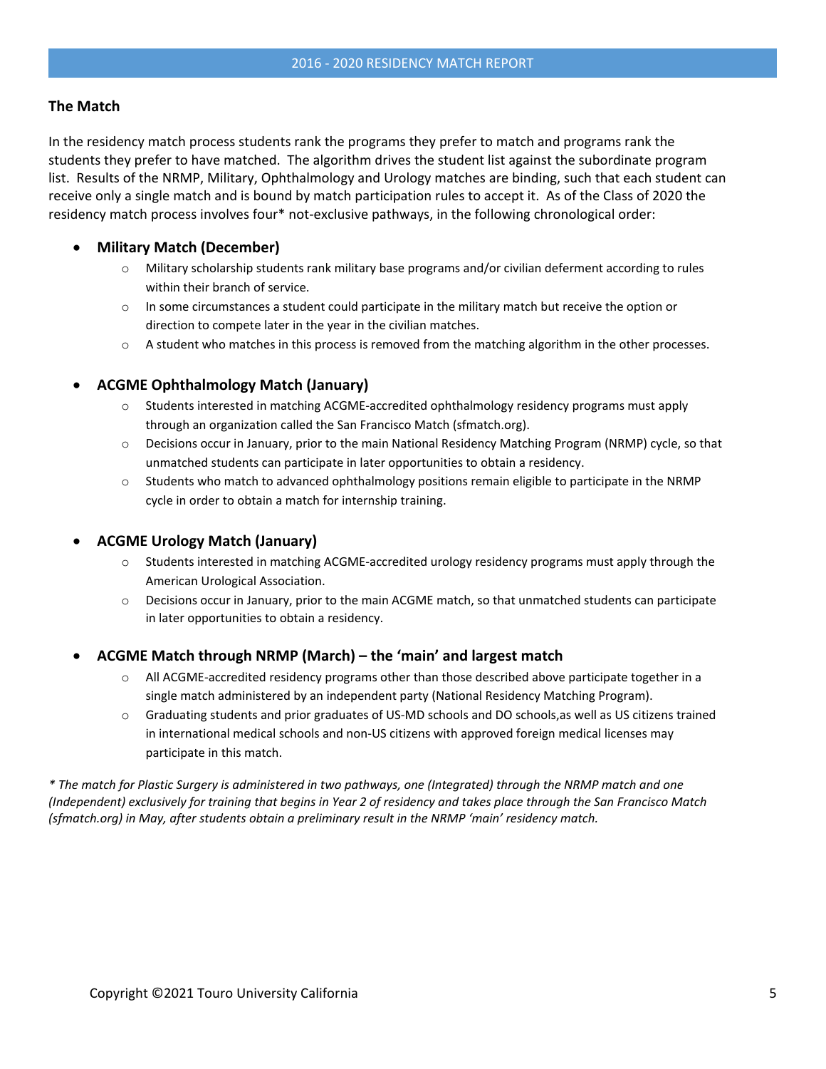## The Match

In the residency match process students rank the programs they prefer to match and programs rank the students they prefer to have matched. The algorithm drives the student list against the subordinate program list. Results of the NRMP, Military, Ophthalmology and Urology matches are binding, such that each student can receive only a single match and is bound by match participation rules to accept it. As of the Class of 2020 the residency match process involves four* not-exclusive pathways, in the following chronological order:

- **Military Match (December)**
  - Military scholarship students rank military base programs and/or civilian deferment according to rules within their branch of service.
  - In some circumstances a student could participate in the military match but receive the option or direction to compete later in the year in the civilian matches.
  - A student who matches in this process is removed from the matching algorithm in the other processes.

- **ACGME Ophthalmology Match (January)**
  - Students interested in matching ACGME-accredited ophthalmology residency programs must apply through an organization called the San Francisco Match (sfmatch.org).
  - Decisions occur in January, prior to the main National Residency Matching Program (NRMP) cycle, so that unmatched students can participate in later opportunities to obtain a residency.
  - Students who match to advanced ophthalmology positions remain eligible to participate in the NRMP cycle in order to obtain a match for internship training.

- **ACGME Urology Match (January)**
  - Students interested in matching ACGME-accredited urology residency programs must apply through the American Urological Association.
  - Decisions occur in January, prior to the main ACGME match, so that unmatched students can participate in later opportunities to obtain a residency.

- **ACGME Match through NRMP (March) – the 'main' and largest match**
  - All ACGME-accredited residency programs other than those described above participate together in a single match administered by an independent party (National Residency Matching Program).
  - Graduating students and prior graduates of US-MD schools and DO schools,as well as US citizens trained in international medical schools and non-US citizens with approved foreign medical licenses may participate in this match.

*\* The match for Plastic Surgery is administered in two pathways, one (Integrated) through the NRMP match and one (Independent) exclusively for training that begins in Year 2 of residency and takes place through the San Francisco Match (sfmatch.org) in May, after students obtain a preliminary result in the NRMP 'main' residency match.*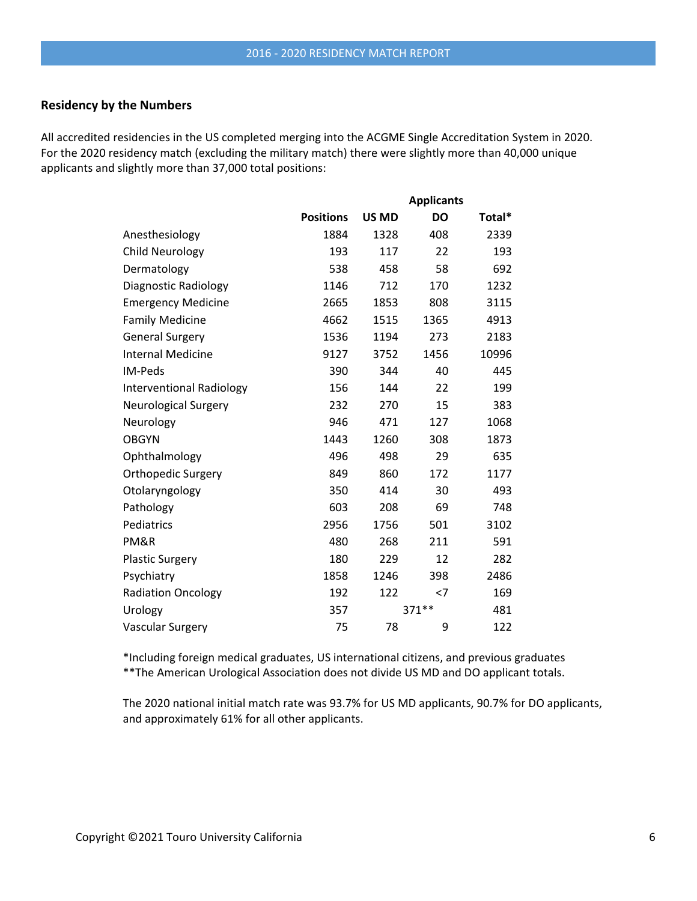## Residency by the Numbers

All accredited residencies in the US completed merging into the ACGME Single Accreditation System in 2020. For the 2020 residency match (excluding the military match) there were slightly more than 40,000 unique applicants and slightly more than 37,000 total positions:

| | | Applicants | | |
|---|---|---|---|---|
| | **Positions** | **US MD** | **DO** | **Total*** |
| Anesthesiology | 1884 | 1328 | 408 | 2339 |
| Child Neurology | 193 | 117 | 22 | 193 |
| Dermatology | 538 | 458 | 58 | 692 |
| Diagnostic Radiology | 1146 | 712 | 170 | 1232 |
| Emergency Medicine | 2665 | 1853 | 808 | 3115 |
| Family Medicine | 4662 | 1515 | 1365 | 4913 |
| General Surgery | 1536 | 1194 | 273 | 2183 |
| Internal Medicine | 9127 | 3752 | 1456 | 10996 |
| IM-Peds | 390 | 344 | 40 | 445 |
| Interventional Radiology | 156 | 144 | 22 | 199 |
| Neurological Surgery | 232 | 270 | 15 | 383 |
| Neurology | 946 | 471 | 127 | 1068 |
| OBGYN | 1443 | 1260 | 308 | 1873 |
| Ophthalmology | 496 | 498 | 29 | 635 |
| Orthopedic Surgery | 849 | 860 | 172 | 1177 |
| Otolaryngology | 350 | 414 | 30 | 493 |
| Pathology | 603 | 208 | 69 | 748 |
| Pediatrics | 2956 | 1756 | 501 | 3102 |
| PM&R | 480 | 268 | 211 | 591 |
| Plastic Surgery | 180 | 229 | 12 | 282 |
| Psychiatry | 1858 | 1246 | 398 | 2486 |
| Radiation Oncology | 192 | 122 | <7 | 169 |
| Urology | 357 | 371** | | 481 |
| Vascular Surgery | 75 | 78 | 9 | 122 |

*Including foreign medical graduates, US international citizens, and previous graduates
**The American Urological Association does not divide US MD and DO applicant totals.

The 2020 national initial match rate was 93.7% for US MD applicants, 90.7% for DO applicants, and approximately 61% for all other applicants.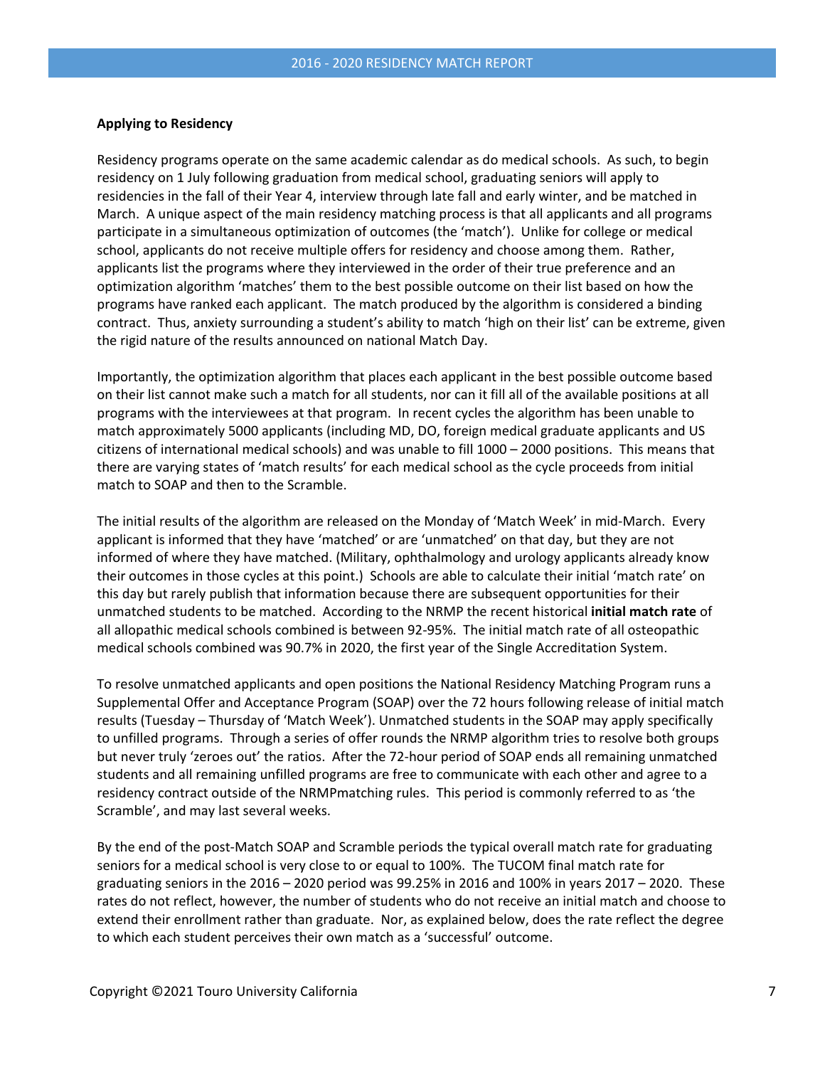### Applying to Residency

Residency programs operate on the same academic calendar as do medical schools. As such, to begin residency on 1 July following graduation from medical school, graduating seniors will apply to residencies in the fall of their Year 4, interview through late fall and early winter, and be matched in March. A unique aspect of the main residency matching process is that all applicants and all programs participate in a simultaneous optimization of outcomes (the 'match'). Unlike for college or medical school, applicants do not receive multiple offers for residency and choose among them. Rather, applicants list the programs where they interviewed in the order of their true preference and an optimization algorithm 'matches' them to the best possible outcome on their list based on how the programs have ranked each applicant. The match produced by the algorithm is considered a binding contract. Thus, anxiety surrounding a student's ability to match 'high on their list' can be extreme, given the rigid nature of the results announced on national Match Day.

Importantly, the optimization algorithm that places each applicant in the best possible outcome based on their list cannot make such a match for all students, nor can it fill all of the available positions at all programs with the interviewees at that program. In recent cycles the algorithm has been unable to match approximately 5000 applicants (including MD, DO, foreign medical graduate applicants and US citizens of international medical schools) and was unable to fill 1000 – 2000 positions. This means that there are varying states of 'match results' for each medical school as the cycle proceeds from initial match to SOAP and then to the Scramble.

The initial results of the algorithm are released on the Monday of 'Match Week' in mid-March. Every applicant is informed that they have 'matched' or are 'unmatched' on that day, but they are not informed of where they have matched. (Military, ophthalmology and urology applicants already know their outcomes in those cycles at this point.) Schools are able to calculate their initial 'match rate' on this day but rarely publish that information because there are subsequent opportunities for their unmatched students to be matched. According to the NRMP the recent historical **initial match rate** of all allopathic medical schools combined is between 92-95%. The initial match rate of all osteopathic medical schools combined was 90.7% in 2020, the first year of the Single Accreditation System.

To resolve unmatched applicants and open positions the National Residency Matching Program runs a Supplemental Offer and Acceptance Program (SOAP) over the 72 hours following release of initial match results (Tuesday – Thursday of 'Match Week'). Unmatched students in the SOAP may apply specifically to unfilled programs. Through a series of offer rounds the NRMP algorithm tries to resolve both groups but never truly 'zeroes out' the ratios. After the 72-hour period of SOAP ends all remaining unmatched students and all remaining unfilled programs are free to communicate with each other and agree to a residency contract outside of the NRMPmatching rules. This period is commonly referred to as 'the Scramble', and may last several weeks.

By the end of the post-Match SOAP and Scramble periods the typical overall match rate for graduating seniors for a medical school is very close to or equal to 100%. The TUCOM final match rate for graduating seniors in the 2016 – 2020 period was 99.25% in 2016 and 100% in years 2017 – 2020. These rates do not reflect, however, the number of students who do not receive an initial match and choose to extend their enrollment rather than graduate. Nor, as explained below, does the rate reflect the degree to which each student perceives their own match as a 'successful' outcome.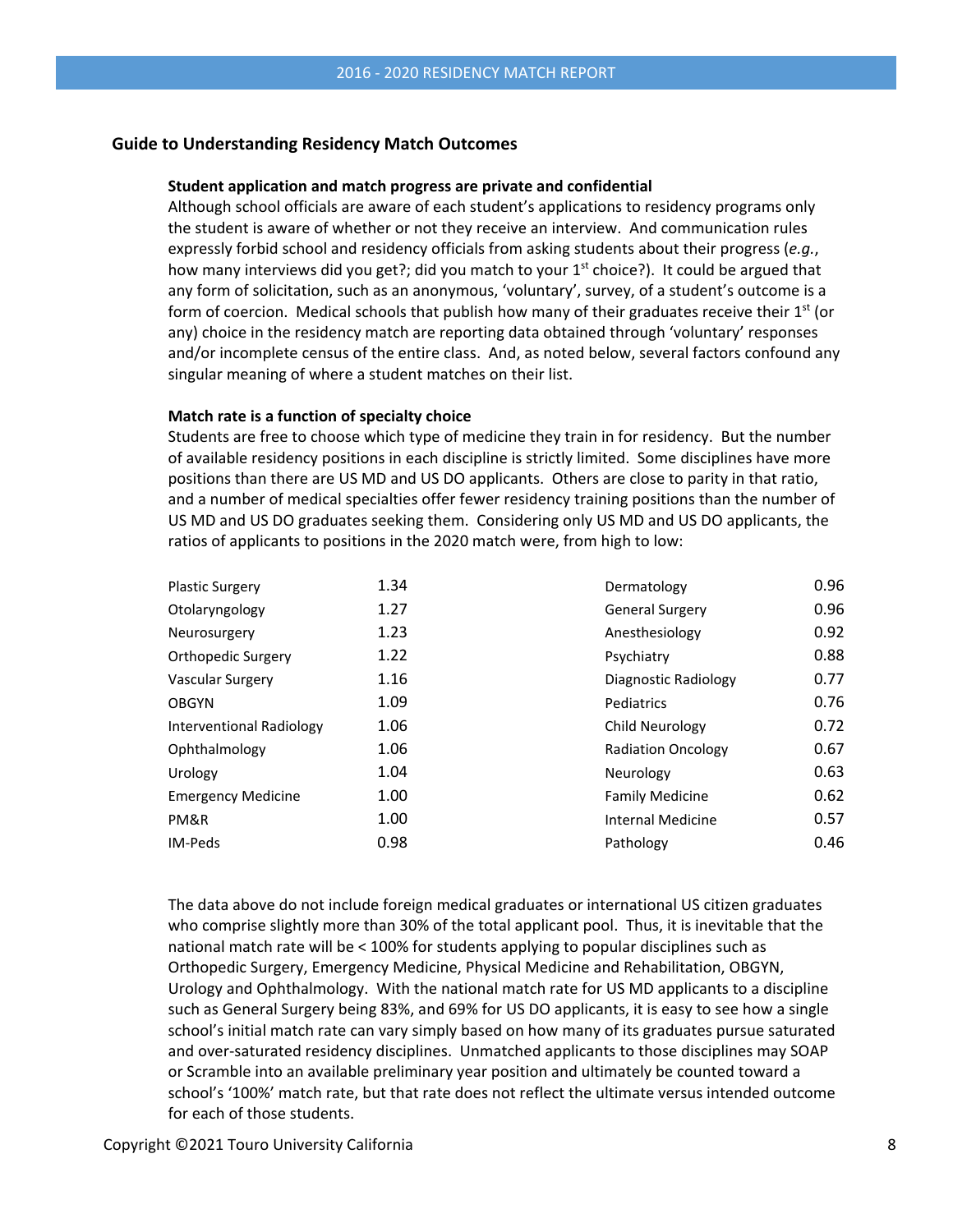## Guide to Understanding Residency Match Outcomes

**Student application and match progress are private and confidential**

Although school officials are aware of each student's applications to residency programs only the student is aware of whether or not they receive an interview. And communication rules expressly forbid school and residency officials from asking students about their progress (*e.g.*, how many interviews did you get?; did you match to your 1st choice?). It could be argued that any form of solicitation, such as an anonymous, 'voluntary', survey, of a student's outcome is a form of coercion. Medical schools that publish how many of their graduates receive their 1st (or any) choice in the residency match are reporting data obtained through 'voluntary' responses and/or incomplete census of the entire class. And, as noted below, several factors confound any singular meaning of where a student matches on their list.

**Match rate is a function of specialty choice**

Students are free to choose which type of medicine they train in for residency. But the number of available residency positions in each discipline is strictly limited. Some disciplines have more positions than there are US MD and US DO applicants. Others are close to parity in that ratio, and a number of medical specialties offer fewer residency training positions than the number of US MD and US DO graduates seeking them. Considering only US MD and US DO applicants, the ratios of applicants to positions in the 2020 match were, from high to low:

| Specialty | Ratio | Specialty | Ratio |
|---|---|---|---|
| Plastic Surgery | 1.34 | Dermatology | 0.96 |
| Otolaryngology | 1.27 | General Surgery | 0.96 |
| Neurosurgery | 1.23 | Anesthesiology | 0.92 |
| Orthopedic Surgery | 1.22 | Psychiatry | 0.88 |
| Vascular Surgery | 1.16 | Diagnostic Radiology | 0.77 |
| OBGYN | 1.09 | Pediatrics | 0.76 |
| Interventional Radiology | 1.06 | Child Neurology | 0.72 |
| Ophthalmology | 1.06 | Radiation Oncology | 0.67 |
| Urology | 1.04 | Neurology | 0.63 |
| Emergency Medicine | 1.00 | Family Medicine | 0.62 |
| PM&R | 1.00 | Internal Medicine | 0.57 |
| IM-Peds | 0.98 | Pathology | 0.46 |

The data above do not include foreign medical graduates or international US citizen graduates who comprise slightly more than 30% of the total applicant pool. Thus, it is inevitable that the national match rate will be < 100% for students applying to popular disciplines such as Orthopedic Surgery, Emergency Medicine, Physical Medicine and Rehabilitation, OBGYN, Urology and Ophthalmology. With the national match rate for US MD applicants to a discipline such as General Surgery being 83%, and 69% for US DO applicants, it is easy to see how a single school's initial match rate can vary simply based on how many of its graduates pursue saturated and over-saturated residency disciplines. Unmatched applicants to those disciplines may SOAP or Scramble into an available preliminary year position and ultimately be counted toward a school's '100%' match rate, but that rate does not reflect the ultimate versus intended outcome for each of those students.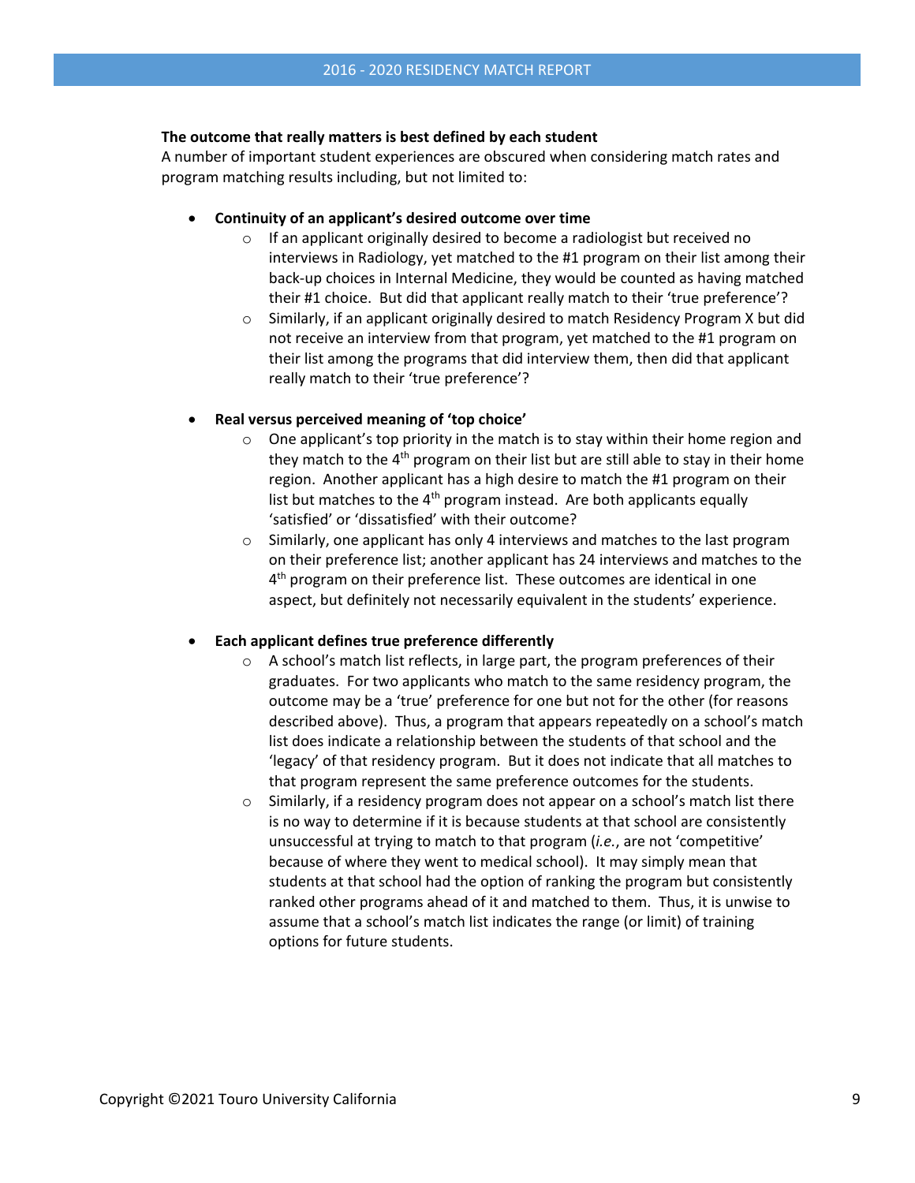**The outcome that really matters is best defined by each student**

A number of important student experiences are obscured when considering match rates and program matching results including, but not limited to:

- **Continuity of an applicant's desired outcome over time**
  - If an applicant originally desired to become a radiologist but received no interviews in Radiology, yet matched to the #1 program on their list among their back-up choices in Internal Medicine, they would be counted as having matched their #1 choice. But did that applicant really match to their 'true preference'?
  - Similarly, if an applicant originally desired to match Residency Program X but did not receive an interview from that program, yet matched to the #1 program on their list among the programs that did interview them, then did that applicant really match to their 'true preference'?

- **Real versus perceived meaning of 'top choice'**
  - One applicant's top priority in the match is to stay within their home region and they match to the 4th program on their list but are still able to stay in their home region. Another applicant has a high desire to match the #1 program on their list but matches to the 4th program instead. Are both applicants equally 'satisfied' or 'dissatisfied' with their outcome?
  - Similarly, one applicant has only 4 interviews and matches to the last program on their preference list; another applicant has 24 interviews and matches to the 4th program on their preference list. These outcomes are identical in one aspect, but definitely not necessarily equivalent in the students' experience.

- **Each applicant defines true preference differently**
  - A school's match list reflects, in large part, the program preferences of their graduates. For two applicants who match to the same residency program, the outcome may be a 'true' preference for one but not for the other (for reasons described above). Thus, a program that appears repeatedly on a school's match list does indicate a relationship between the students of that school and the 'legacy' of that residency program. But it does not indicate that all matches to that program represent the same preference outcomes for the students.
  - Similarly, if a residency program does not appear on a school's match list there is no way to determine if it is because students at that school are consistently unsuccessful at trying to match to that program (*i.e.*, are not 'competitive' because of where they went to medical school). It may simply mean that students at that school had the option of ranking the program but consistently ranked other programs ahead of it and matched to them. Thus, it is unwise to assume that a school's match list indicates the range (or limit) of training options for future students.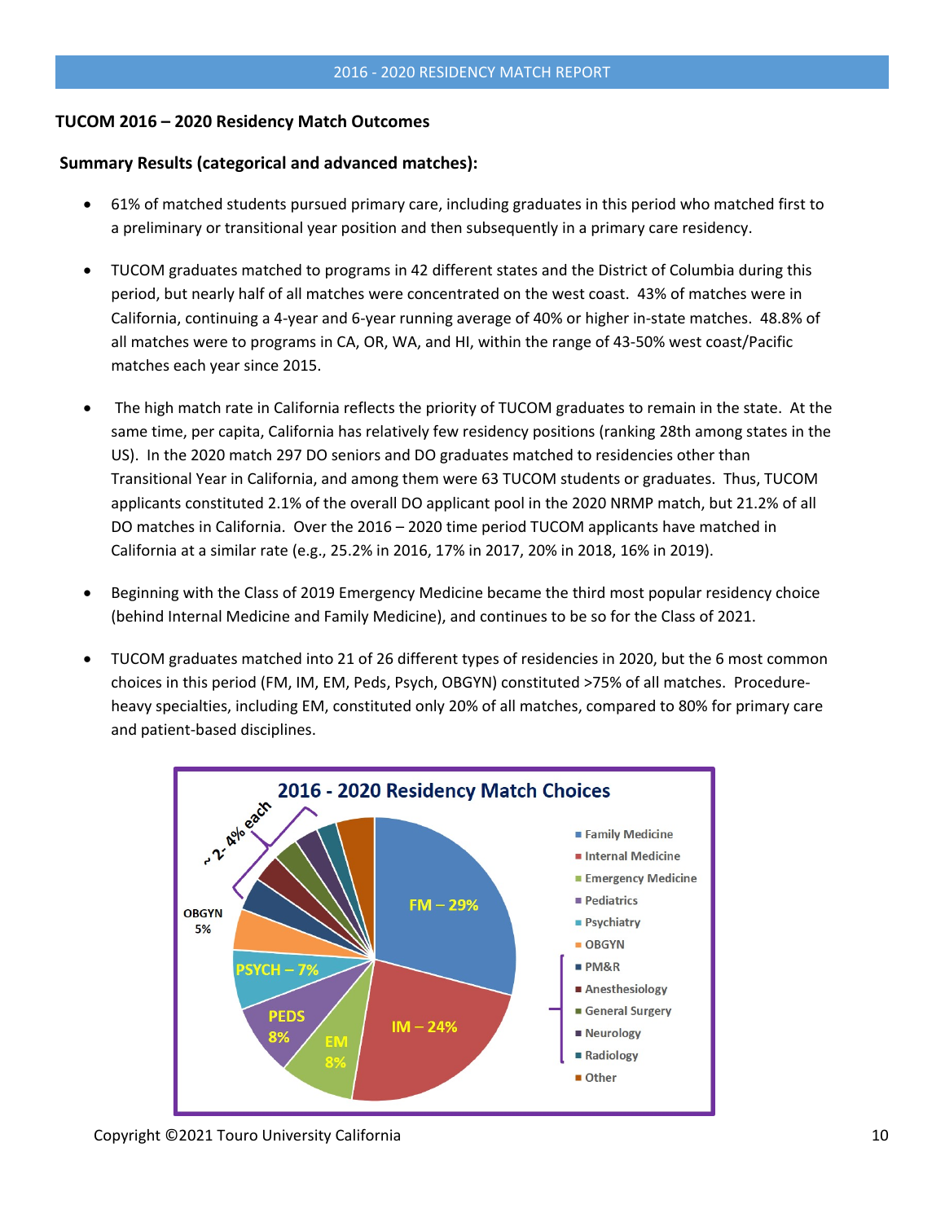## TUCOM 2016 – 2020 Residency Match Outcomes

### Summary Results (categorical and advanced matches):

- 61% of matched students pursued primary care, including graduates in this period who matched first to a preliminary or transitional year position and then subsequently in a primary care residency.
- TUCOM graduates matched to programs in 42 different states and the District of Columbia during this period, but nearly half of all matches were concentrated on the west coast. 43% of matches were in California, continuing a 4-year and 6-year running average of 40% or higher in-state matches. 48.8% of all matches were to programs in CA, OR, WA, and HI, within the range of 43-50% west coast/Pacific matches each year since 2015.
- The high match rate in California reflects the priority of TUCOM graduates to remain in the state. At the same time, per capita, California has relatively few residency positions (ranking 28th among states in the US). In the 2020 match 297 DO seniors and DO graduates matched to residencies other than Transitional Year in California, and among them were 63 TUCOM students or graduates. Thus, TUCOM applicants constituted 2.1% of the overall DO applicant pool in the 2020 NRMP match, but 21.2% of all DO matches in California. Over the 2016 – 2020 time period TUCOM applicants have matched in California at a similar rate (e.g., 25.2% in 2016, 17% in 2017, 20% in 2018, 16% in 2019).
- Beginning with the Class of 2019 Emergency Medicine became the third most popular residency choice (behind Internal Medicine and Family Medicine), and continues to be so for the Class of 2021.
- TUCOM graduates matched into 21 of 26 different types of residencies in 2020, but the 6 most common choices in this period (FM, IM, EM, Peds, Psych, OBGYN) constituted >75% of all matches. Procedure-heavy specialties, including EM, constituted only 20% of all matches, compared to 80% for primary care and patient-based disciplines.

**2016 - 2020 Residency Match Choices**

| Specialty | Share |
|---|---|
| Family Medicine | 29% |
| Internal Medicine | 24% |
| Emergency Medicine | 8% |
| Pediatrics | 8% |
| Psychiatry | 7% |
| OBGYN | 5% |
| PM&R | ~ 2- 4% each |
| Anesthesiology | ~ 2- 4% each |
| General Surgery | ~ 2- 4% each |
| Neurology | ~ 2- 4% each |
| Radiology | ~ 2- 4% each |
| Other | |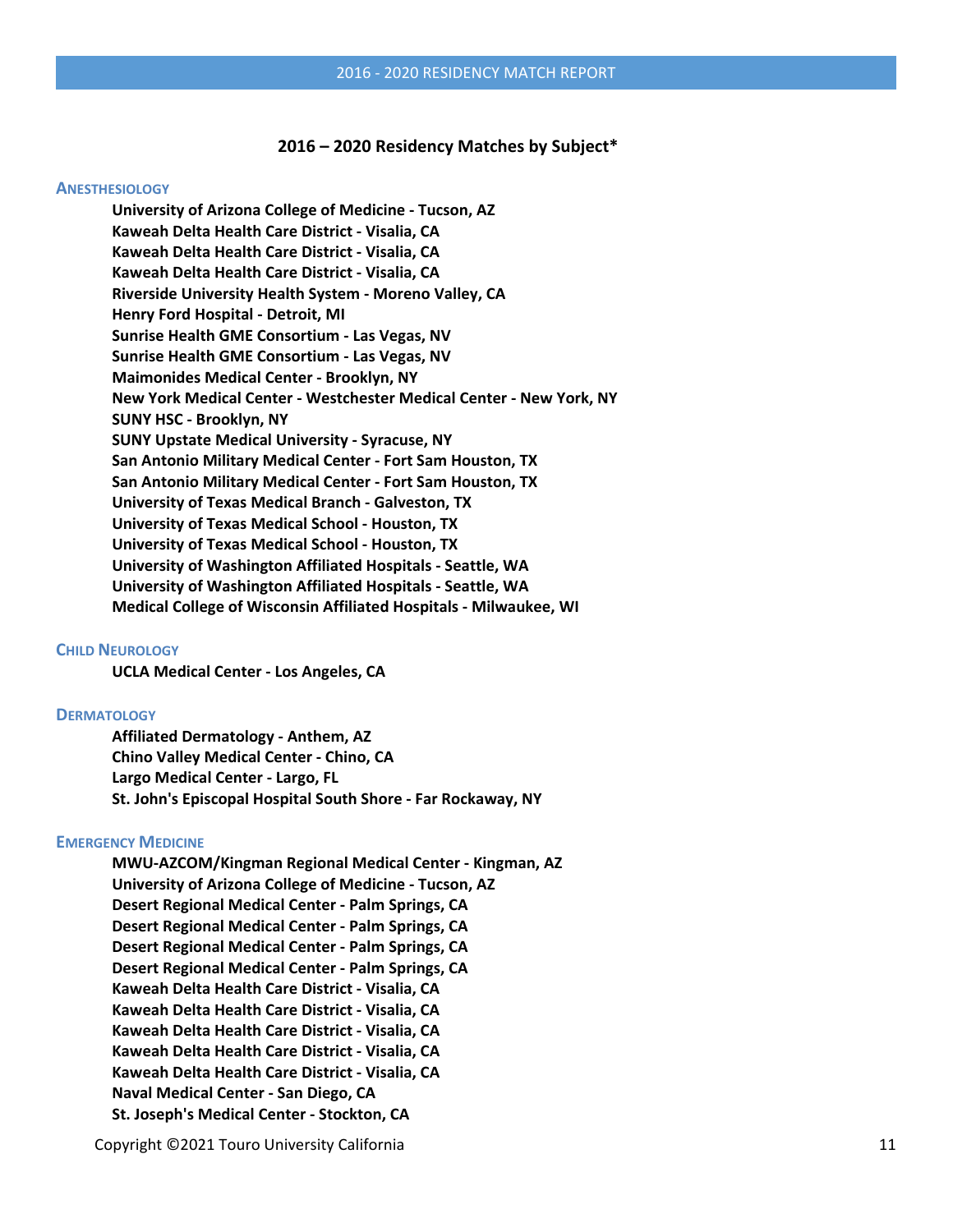## 2016 – 2020 Residency Matches by Subject*

### Anesthesiology

**University of Arizona College of Medicine - Tucson, AZ**
**Kaweah Delta Health Care District - Visalia, CA**
**Kaweah Delta Health Care District - Visalia, CA**
**Kaweah Delta Health Care District - Visalia, CA**
**Riverside University Health System - Moreno Valley, CA**
**Henry Ford Hospital - Detroit, MI**
**Sunrise Health GME Consortium - Las Vegas, NV**
**Sunrise Health GME Consortium - Las Vegas, NV**
**Maimonides Medical Center - Brooklyn, NY**
**New York Medical Center - Westchester Medical Center - New York, NY**
**SUNY HSC - Brooklyn, NY**
**SUNY Upstate Medical University - Syracuse, NY**
**San Antonio Military Medical Center - Fort Sam Houston, TX**
**San Antonio Military Medical Center - Fort Sam Houston, TX**
**University of Texas Medical Branch - Galveston, TX**
**University of Texas Medical School - Houston, TX**
**University of Texas Medical School - Houston, TX**
**University of Washington Affiliated Hospitals - Seattle, WA**
**University of Washington Affiliated Hospitals - Seattle, WA**
**Medical College of Wisconsin Affiliated Hospitals - Milwaukee, WI**

### Child Neurology

**UCLA Medical Center - Los Angeles, CA**

### Dermatology

**Affiliated Dermatology - Anthem, AZ**
**Chino Valley Medical Center - Chino, CA**
**Largo Medical Center - Largo, FL**
**St. John's Episcopal Hospital South Shore - Far Rockaway, NY**

### Emergency Medicine

**MWU-AZCOM/Kingman Regional Medical Center - Kingman, AZ**
**University of Arizona College of Medicine - Tucson, AZ**
**Desert Regional Medical Center - Palm Springs, CA**
**Desert Regional Medical Center - Palm Springs, CA**
**Desert Regional Medical Center - Palm Springs, CA**
**Desert Regional Medical Center - Palm Springs, CA**
**Kaweah Delta Health Care District - Visalia, CA**
**Kaweah Delta Health Care District - Visalia, CA**
**Kaweah Delta Health Care District - Visalia, CA**
**Kaweah Delta Health Care District - Visalia, CA**
**Kaweah Delta Health Care District - Visalia, CA**
**Naval Medical Center - San Diego, CA**
**St. Joseph's Medical Center - Stockton, CA**

Copyright ©2021 Touro University California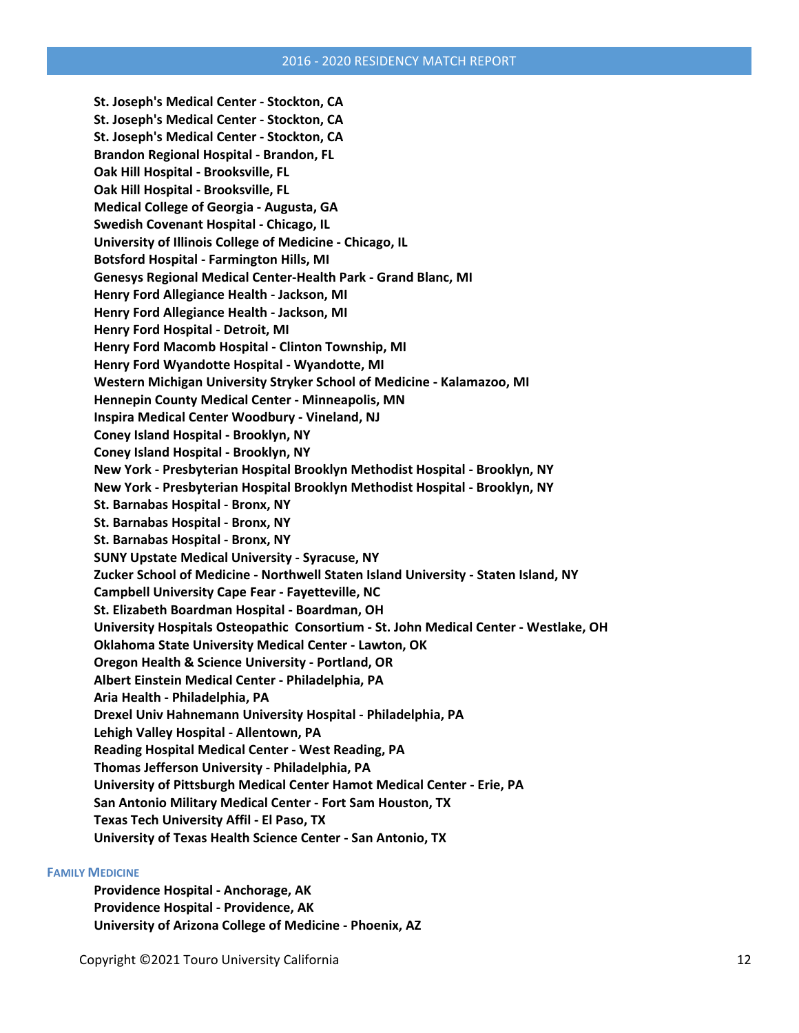**St. Joseph's Medical Center - Stockton, CA**
**St. Joseph's Medical Center - Stockton, CA**
**St. Joseph's Medical Center - Stockton, CA**
**Brandon Regional Hospital - Brandon, FL**
**Oak Hill Hospital - Brooksville, FL**
**Oak Hill Hospital - Brooksville, FL**
**Medical College of Georgia - Augusta, GA**
**Swedish Covenant Hospital - Chicago, IL**
**University of Illinois College of Medicine - Chicago, IL**
**Botsford Hospital - Farmington Hills, MI**
**Genesys Regional Medical Center-Health Park - Grand Blanc, MI**
**Henry Ford Allegiance Health - Jackson, MI**
**Henry Ford Allegiance Health - Jackson, MI**
**Henry Ford Hospital - Detroit, MI**
**Henry Ford Macomb Hospital - Clinton Township, MI**
**Henry Ford Wyandotte Hospital - Wyandotte, MI**
**Western Michigan University Stryker School of Medicine - Kalamazoo, MI**
**Hennepin County Medical Center - Minneapolis, MN**
**Inspira Medical Center Woodbury - Vineland, NJ**
**Coney Island Hospital - Brooklyn, NY**
**Coney Island Hospital - Brooklyn, NY**
**New York - Presbyterian Hospital Brooklyn Methodist Hospital - Brooklyn, NY**
**New York - Presbyterian Hospital Brooklyn Methodist Hospital - Brooklyn, NY**
**St. Barnabas Hospital - Bronx, NY**
**St. Barnabas Hospital - Bronx, NY**
**St. Barnabas Hospital - Bronx, NY**
**SUNY Upstate Medical University - Syracuse, NY**
**Zucker School of Medicine - Northwell Staten Island University - Staten Island, NY**
**Campbell University Cape Fear - Fayetteville, NC**
**St. Elizabeth Boardman Hospital - Boardman, OH**
**University Hospitals Osteopathic Consortium - St. John Medical Center - Westlake, OH**
**Oklahoma State University Medical Center - Lawton, OK**
**Oregon Health & Science University - Portland, OR**
**Albert Einstein Medical Center - Philadelphia, PA**
**Aria Health - Philadelphia, PA**
**Drexel Univ Hahnemann University Hospital - Philadelphia, PA**
**Lehigh Valley Hospital - Allentown, PA**
**Reading Hospital Medical Center - West Reading, PA**
**Thomas Jefferson University - Philadelphia, PA**
**University of Pittsburgh Medical Center Hamot Medical Center - Erie, PA**
**San Antonio Military Medical Center - Fort Sam Houston, TX**
**Texas Tech University Affil - El Paso, TX**
**University of Texas Health Science Center - San Antonio, TX**

### Family Medicine

**Providence Hospital - Anchorage, AK**
**Providence Hospital - Providence, AK**
**University of Arizona College of Medicine - Phoenix, AZ**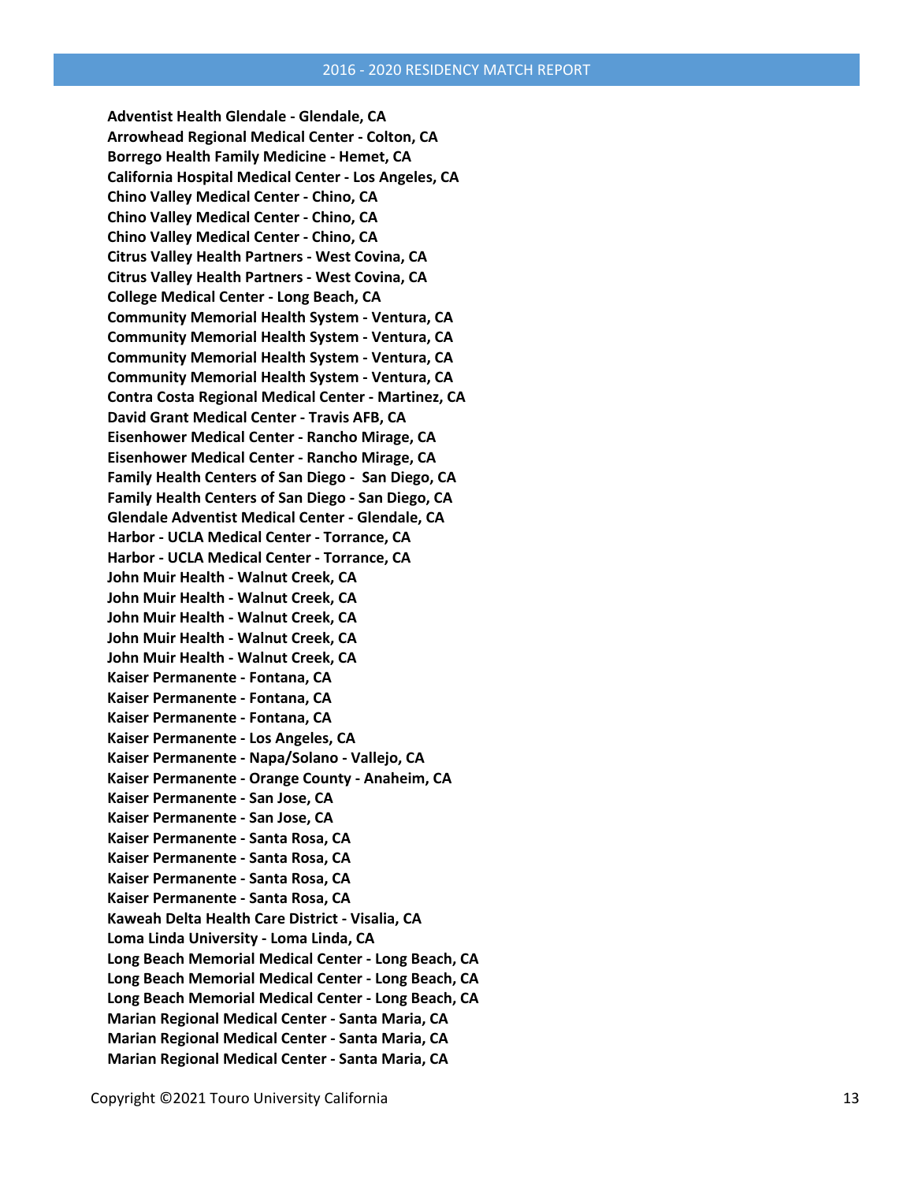**Adventist Health Glendale - Glendale, CA**
**Arrowhead Regional Medical Center - Colton, CA**
**Borrego Health Family Medicine - Hemet, CA**
**California Hospital Medical Center - Los Angeles, CA**
**Chino Valley Medical Center - Chino, CA**
**Chino Valley Medical Center - Chino, CA**
**Chino Valley Medical Center - Chino, CA**
**Citrus Valley Health Partners - West Covina, CA**
**Citrus Valley Health Partners - West Covina, CA**
**College Medical Center - Long Beach, CA**
**Community Memorial Health System - Ventura, CA**
**Community Memorial Health System - Ventura, CA**
**Community Memorial Health System - Ventura, CA**
**Community Memorial Health System - Ventura, CA**
**Contra Costa Regional Medical Center - Martinez, CA**
**David Grant Medical Center - Travis AFB, CA**
**Eisenhower Medical Center - Rancho Mirage, CA**
**Eisenhower Medical Center - Rancho Mirage, CA**
**Family Health Centers of San Diego - San Diego, CA**
**Family Health Centers of San Diego - San Diego, CA**
**Glendale Adventist Medical Center - Glendale, CA**
**Harbor - UCLA Medical Center - Torrance, CA**
**Harbor - UCLA Medical Center - Torrance, CA**
**John Muir Health - Walnut Creek, CA**
**John Muir Health - Walnut Creek, CA**
**John Muir Health - Walnut Creek, CA**
**John Muir Health - Walnut Creek, CA**
**John Muir Health - Walnut Creek, CA**
**Kaiser Permanente - Fontana, CA**
**Kaiser Permanente - Fontana, CA**
**Kaiser Permanente - Fontana, CA**
**Kaiser Permanente - Los Angeles, CA**
**Kaiser Permanente - Napa/Solano - Vallejo, CA**
**Kaiser Permanente - Orange County - Anaheim, CA**
**Kaiser Permanente - San Jose, CA**
**Kaiser Permanente - San Jose, CA**
**Kaiser Permanente - Santa Rosa, CA**
**Kaiser Permanente - Santa Rosa, CA**
**Kaiser Permanente - Santa Rosa, CA**
**Kaiser Permanente - Santa Rosa, CA**
**Kaweah Delta Health Care District - Visalia, CA**
**Loma Linda University - Loma Linda, CA**
**Long Beach Memorial Medical Center - Long Beach, CA**
**Long Beach Memorial Medical Center - Long Beach, CA**
**Long Beach Memorial Medical Center - Long Beach, CA**
**Marian Regional Medical Center - Santa Maria, CA**
**Marian Regional Medical Center - Santa Maria, CA**
**Marian Regional Medical Center - Santa Maria, CA**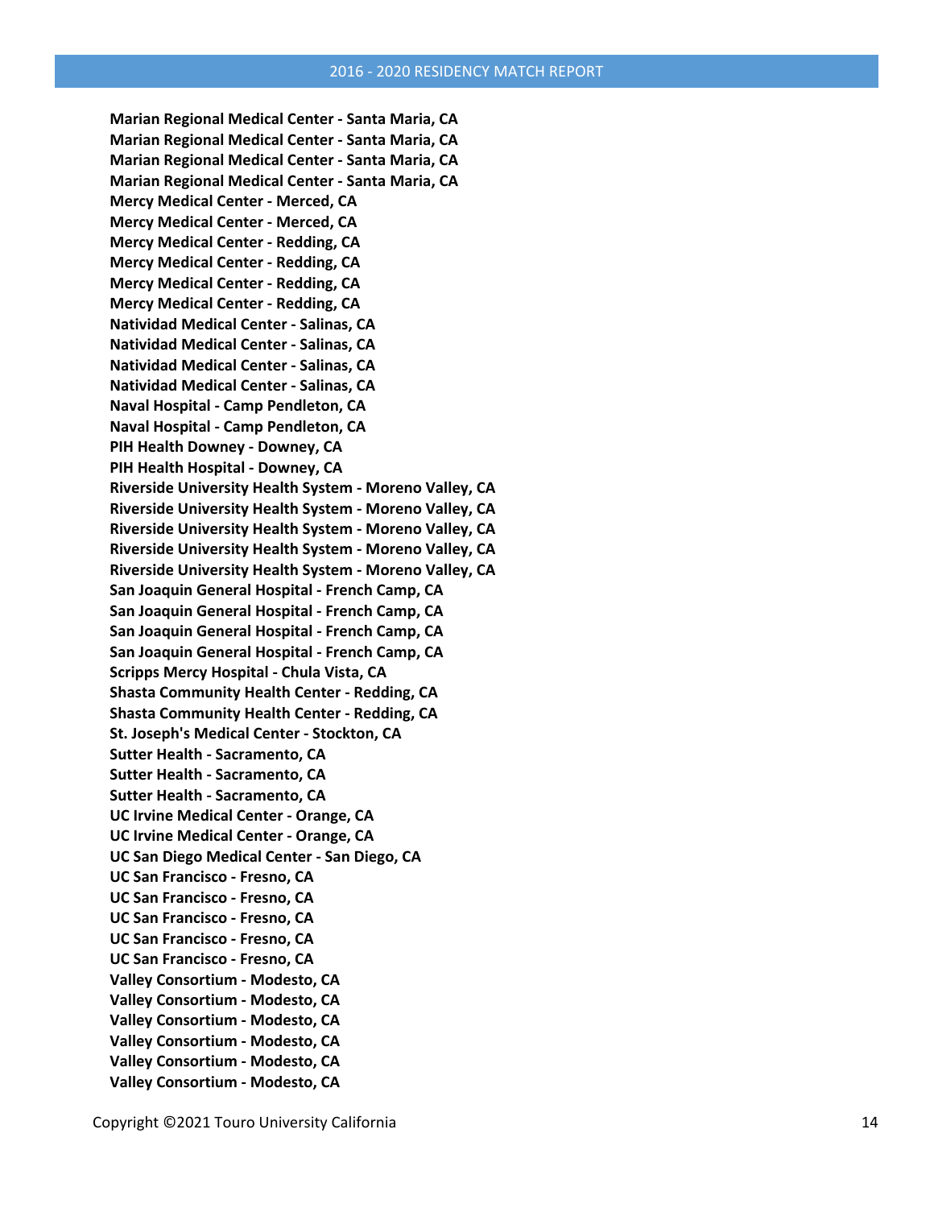**Marian Regional Medical Center - Santa Maria, CA**
**Marian Regional Medical Center - Santa Maria, CA**
**Marian Regional Medical Center - Santa Maria, CA**
**Marian Regional Medical Center - Santa Maria, CA**
**Mercy Medical Center - Merced, CA**
**Mercy Medical Center - Merced, CA**
**Mercy Medical Center - Redding, CA**
**Mercy Medical Center - Redding, CA**
**Mercy Medical Center - Redding, CA**
**Mercy Medical Center - Redding, CA**
**Natividad Medical Center - Salinas, CA**
**Natividad Medical Center - Salinas, CA**
**Natividad Medical Center - Salinas, CA**
**Natividad Medical Center - Salinas, CA**
**Naval Hospital - Camp Pendleton, CA**
**Naval Hospital - Camp Pendleton, CA**
**PIH Health Downey - Downey, CA**
**PIH Health Hospital - Downey, CA**
**Riverside University Health System - Moreno Valley, CA**
**Riverside University Health System - Moreno Valley, CA**
**Riverside University Health System - Moreno Valley, CA**
**Riverside University Health System - Moreno Valley, CA**
**Riverside University Health System - Moreno Valley, CA**
**San Joaquin General Hospital - French Camp, CA**
**San Joaquin General Hospital - French Camp, CA**
**San Joaquin General Hospital - French Camp, CA**
**San Joaquin General Hospital - French Camp, CA**
**Scripps Mercy Hospital - Chula Vista, CA**
**Shasta Community Health Center - Redding, CA**
**Shasta Community Health Center - Redding, CA**
**St. Joseph's Medical Center - Stockton, CA**
**Sutter Health - Sacramento, CA**
**Sutter Health - Sacramento, CA**
**Sutter Health - Sacramento, CA**
**UC Irvine Medical Center - Orange, CA**
**UC Irvine Medical Center - Orange, CA**
**UC San Diego Medical Center - San Diego, CA**
**UC San Francisco - Fresno, CA**
**UC San Francisco - Fresno, CA**
**UC San Francisco - Fresno, CA**
**UC San Francisco - Fresno, CA**
**UC San Francisco - Fresno, CA**
**Valley Consortium - Modesto, CA**
**Valley Consortium - Modesto, CA**
**Valley Consortium - Modesto, CA**
**Valley Consortium - Modesto, CA**
**Valley Consortium - Modesto, CA**
**Valley Consortium - Modesto, CA**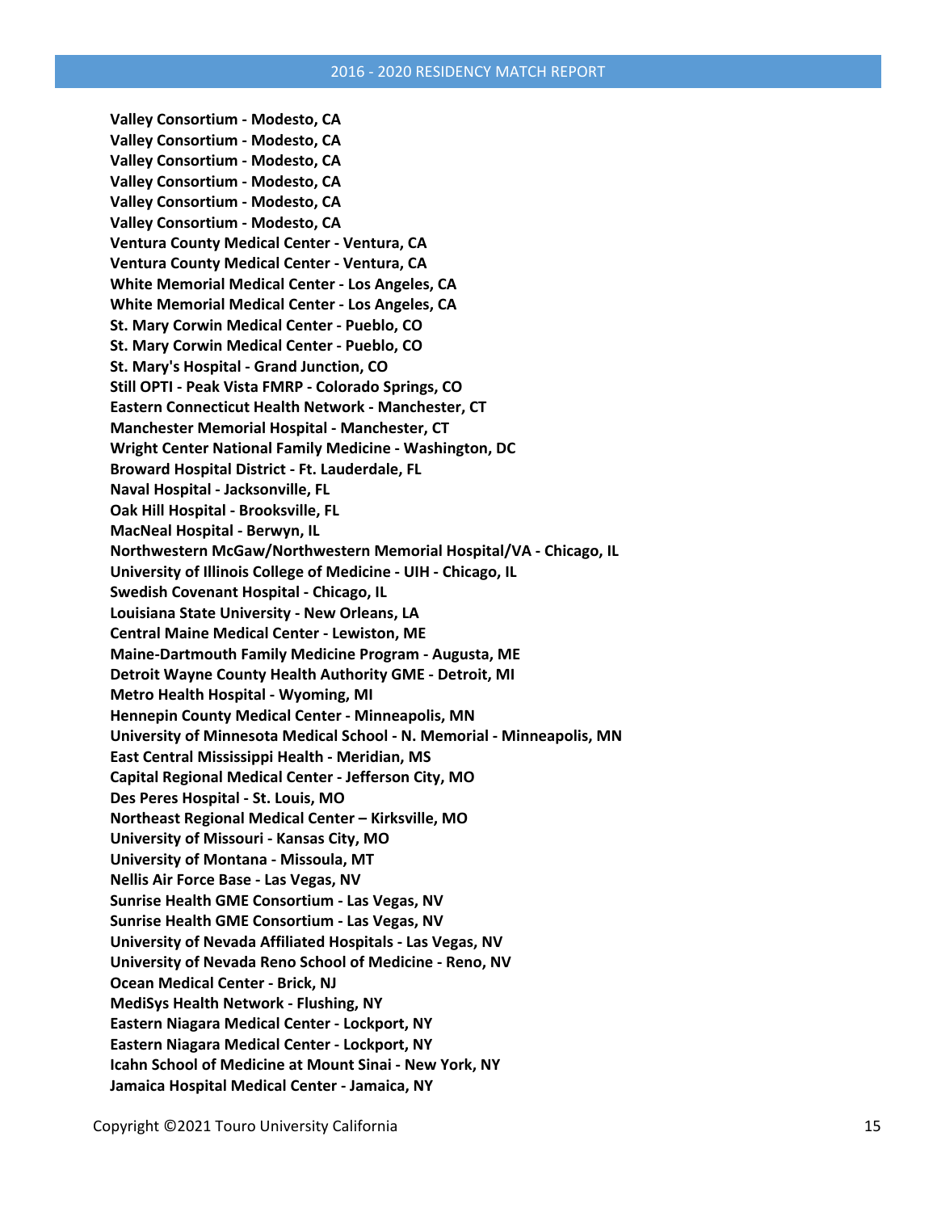**Valley Consortium - Modesto, CA**
**Valley Consortium - Modesto, CA**
**Valley Consortium - Modesto, CA**
**Valley Consortium - Modesto, CA**
**Valley Consortium - Modesto, CA**
**Valley Consortium - Modesto, CA**
**Ventura County Medical Center - Ventura, CA**
**Ventura County Medical Center - Ventura, CA**
**White Memorial Medical Center - Los Angeles, CA**
**White Memorial Medical Center - Los Angeles, CA**
**St. Mary Corwin Medical Center - Pueblo, CO**
**St. Mary Corwin Medical Center - Pueblo, CO**
**St. Mary's Hospital - Grand Junction, CO**
**Still OPTI - Peak Vista FMRP - Colorado Springs, CO**
**Eastern Connecticut Health Network - Manchester, CT**
**Manchester Memorial Hospital - Manchester, CT**
**Wright Center National Family Medicine - Washington, DC**
**Broward Hospital District - Ft. Lauderdale, FL**
**Naval Hospital - Jacksonville, FL**
**Oak Hill Hospital - Brooksville, FL**
**MacNeal Hospital - Berwyn, IL**
**Northwestern McGaw/Northwestern Memorial Hospital/VA - Chicago, IL**
**University of Illinois College of Medicine - UIH - Chicago, IL**
**Swedish Covenant Hospital - Chicago, IL**
**Louisiana State University - New Orleans, LA**
**Central Maine Medical Center - Lewiston, ME**
**Maine-Dartmouth Family Medicine Program - Augusta, ME**
**Detroit Wayne County Health Authority GME - Detroit, MI**
**Metro Health Hospital - Wyoming, MI**
**Hennepin County Medical Center - Minneapolis, MN**
**University of Minnesota Medical School - N. Memorial - Minneapolis, MN**
**East Central Mississippi Health - Meridian, MS**
**Capital Regional Medical Center - Jefferson City, MO**
**Des Peres Hospital - St. Louis, MO**
**Northeast Regional Medical Center – Kirksville, MO**
**University of Missouri - Kansas City, MO**
**University of Montana - Missoula, MT**
**Nellis Air Force Base - Las Vegas, NV**
**Sunrise Health GME Consortium - Las Vegas, NV**
**Sunrise Health GME Consortium - Las Vegas, NV**
**University of Nevada Affiliated Hospitals - Las Vegas, NV**
**University of Nevada Reno School of Medicine - Reno, NV**
**Ocean Medical Center - Brick, NJ**
**MediSys Health Network - Flushing, NY**
**Eastern Niagara Medical Center - Lockport, NY**
**Eastern Niagara Medical Center - Lockport, NY**
**Icahn School of Medicine at Mount Sinai - New York, NY**
**Jamaica Hospital Medical Center - Jamaica, NY**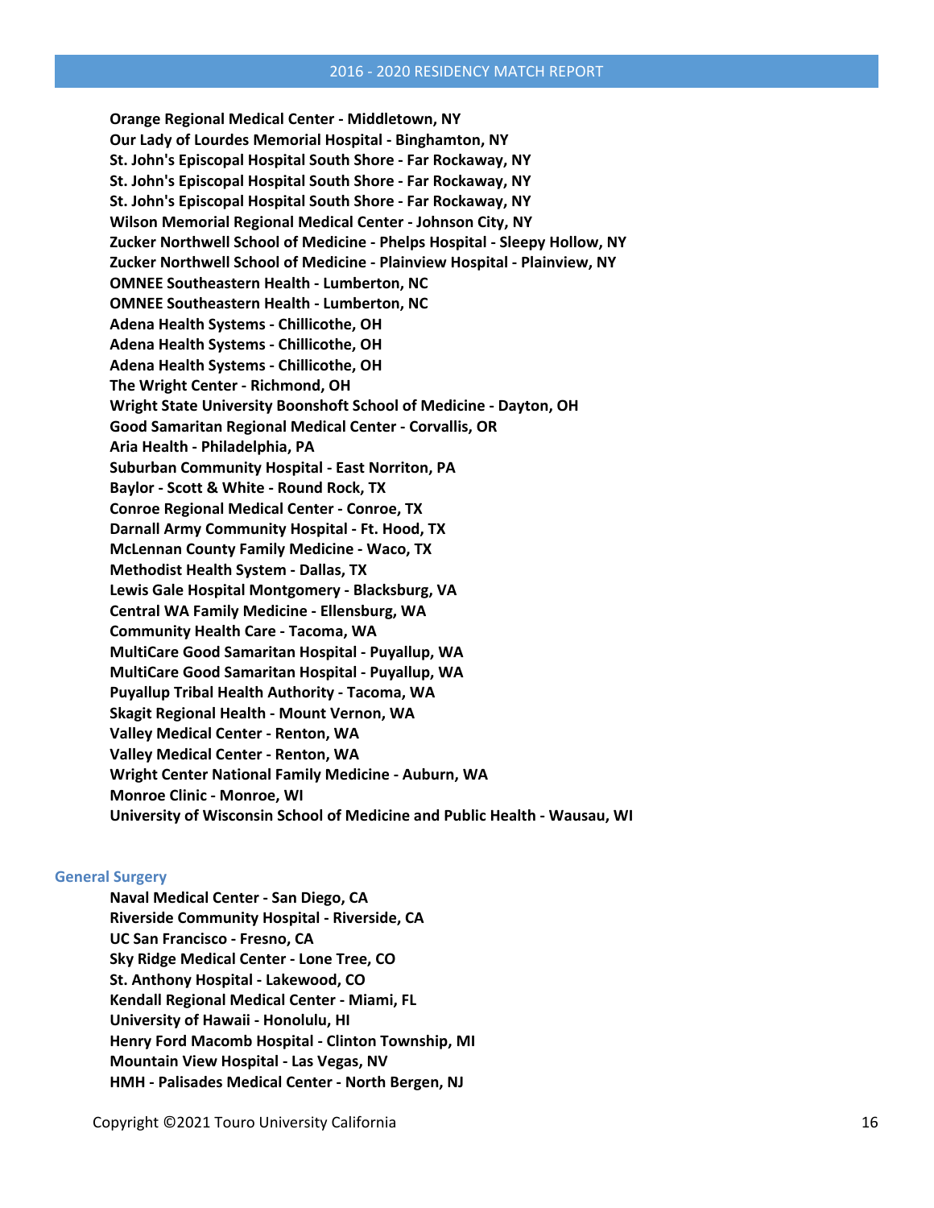**Orange Regional Medical Center - Middletown, NY**
**Our Lady of Lourdes Memorial Hospital - Binghamton, NY**
**St. John's Episcopal Hospital South Shore - Far Rockaway, NY**
**St. John's Episcopal Hospital South Shore - Far Rockaway, NY**
**St. John's Episcopal Hospital South Shore - Far Rockaway, NY**
**Wilson Memorial Regional Medical Center - Johnson City, NY**
**Zucker Northwell School of Medicine - Phelps Hospital - Sleepy Hollow, NY**
**Zucker Northwell School of Medicine - Plainview Hospital - Plainview, NY**
**OMNEE Southeastern Health - Lumberton, NC**
**OMNEE Southeastern Health - Lumberton, NC**
**Adena Health Systems - Chillicothe, OH**
**Adena Health Systems - Chillicothe, OH**
**Adena Health Systems - Chillicothe, OH**
**The Wright Center - Richmond, OH**
**Wright State University Boonshoft School of Medicine - Dayton, OH**
**Good Samaritan Regional Medical Center - Corvallis, OR**
**Aria Health - Philadelphia, PA**
**Suburban Community Hospital - East Norriton, PA**
**Baylor - Scott & White - Round Rock, TX**
**Conroe Regional Medical Center - Conroe, TX**
**Darnall Army Community Hospital - Ft. Hood, TX**
**McLennan County Family Medicine - Waco, TX**
**Methodist Health System - Dallas, TX**
**Lewis Gale Hospital Montgomery - Blacksburg, VA**
**Central WA Family Medicine - Ellensburg, WA**
**Community Health Care - Tacoma, WA**
**MultiCare Good Samaritan Hospital - Puyallup, WA**
**MultiCare Good Samaritan Hospital - Puyallup, WA**
**Puyallup Tribal Health Authority - Tacoma, WA**
**Skagit Regional Health - Mount Vernon, WA**
**Valley Medical Center - Renton, WA**
**Valley Medical Center - Renton, WA**
**Wright Center National Family Medicine - Auburn, WA**
**Monroe Clinic - Monroe, WI**
**University of Wisconsin School of Medicine and Public Health - Wausau, WI**

## General Surgery

**Naval Medical Center - San Diego, CA**
**Riverside Community Hospital - Riverside, CA**
**UC San Francisco - Fresno, CA**
**Sky Ridge Medical Center - Lone Tree, CO**
**St. Anthony Hospital - Lakewood, CO**
**Kendall Regional Medical Center - Miami, FL**
**University of Hawaii - Honolulu, HI**
**Henry Ford Macomb Hospital - Clinton Township, MI**
**Mountain View Hospital - Las Vegas, NV**
**HMH - Palisades Medical Center - North Bergen, NJ**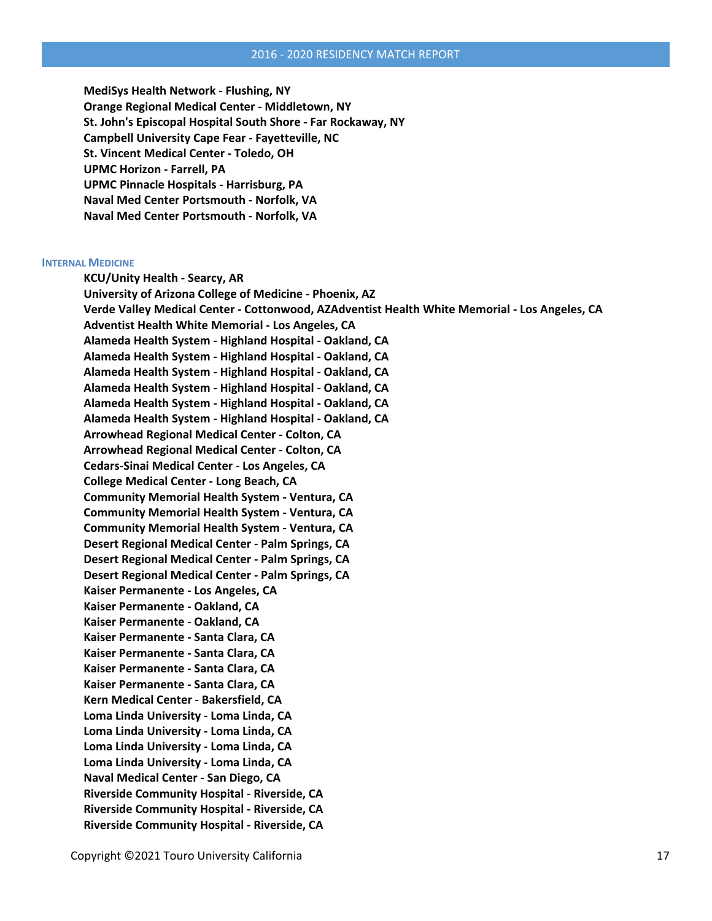**MediSys Health Network - Flushing, NY**
**Orange Regional Medical Center - Middletown, NY**
**St. John's Episcopal Hospital South Shore - Far Rockaway, NY**
**Campbell University Cape Fear - Fayetteville, NC**
**St. Vincent Medical Center - Toledo, OH**
**UPMC Horizon - Farrell, PA**
**UPMC Pinnacle Hospitals - Harrisburg, PA**
**Naval Med Center Portsmouth - Norfolk, VA**
**Naval Med Center Portsmouth - Norfolk, VA**

### Internal Medicine

**KCU/Unity Health - Searcy, AR**
**University of Arizona College of Medicine - Phoenix, AZ**
**Verde Valley Medical Center - Cottonwood, AZAdventist Health White Memorial - Los Angeles, CA**
**Adventist Health White Memorial - Los Angeles, CA**
**Alameda Health System - Highland Hospital - Oakland, CA**
**Alameda Health System - Highland Hospital - Oakland, CA**
**Alameda Health System - Highland Hospital - Oakland, CA**
**Alameda Health System - Highland Hospital - Oakland, CA**
**Alameda Health System - Highland Hospital - Oakland, CA**
**Alameda Health System - Highland Hospital - Oakland, CA**
**Arrowhead Regional Medical Center - Colton, CA**
**Arrowhead Regional Medical Center - Colton, CA**
**Cedars-Sinai Medical Center - Los Angeles, CA**
**College Medical Center - Long Beach, CA**
**Community Memorial Health System - Ventura, CA**
**Community Memorial Health System - Ventura, CA**
**Community Memorial Health System - Ventura, CA**
**Desert Regional Medical Center - Palm Springs, CA**
**Desert Regional Medical Center - Palm Springs, CA**
**Desert Regional Medical Center - Palm Springs, CA**
**Kaiser Permanente - Los Angeles, CA**
**Kaiser Permanente - Oakland, CA**
**Kaiser Permanente - Oakland, CA**
**Kaiser Permanente - Santa Clara, CA**
**Kaiser Permanente - Santa Clara, CA**
**Kaiser Permanente - Santa Clara, CA**
**Kaiser Permanente - Santa Clara, CA**
**Kern Medical Center - Bakersfield, CA**
**Loma Linda University - Loma Linda, CA**
**Loma Linda University - Loma Linda, CA**
**Loma Linda University - Loma Linda, CA**
**Loma Linda University - Loma Linda, CA**
**Naval Medical Center - San Diego, CA**
**Riverside Community Hospital - Riverside, CA**
**Riverside Community Hospital - Riverside, CA**
**Riverside Community Hospital - Riverside, CA**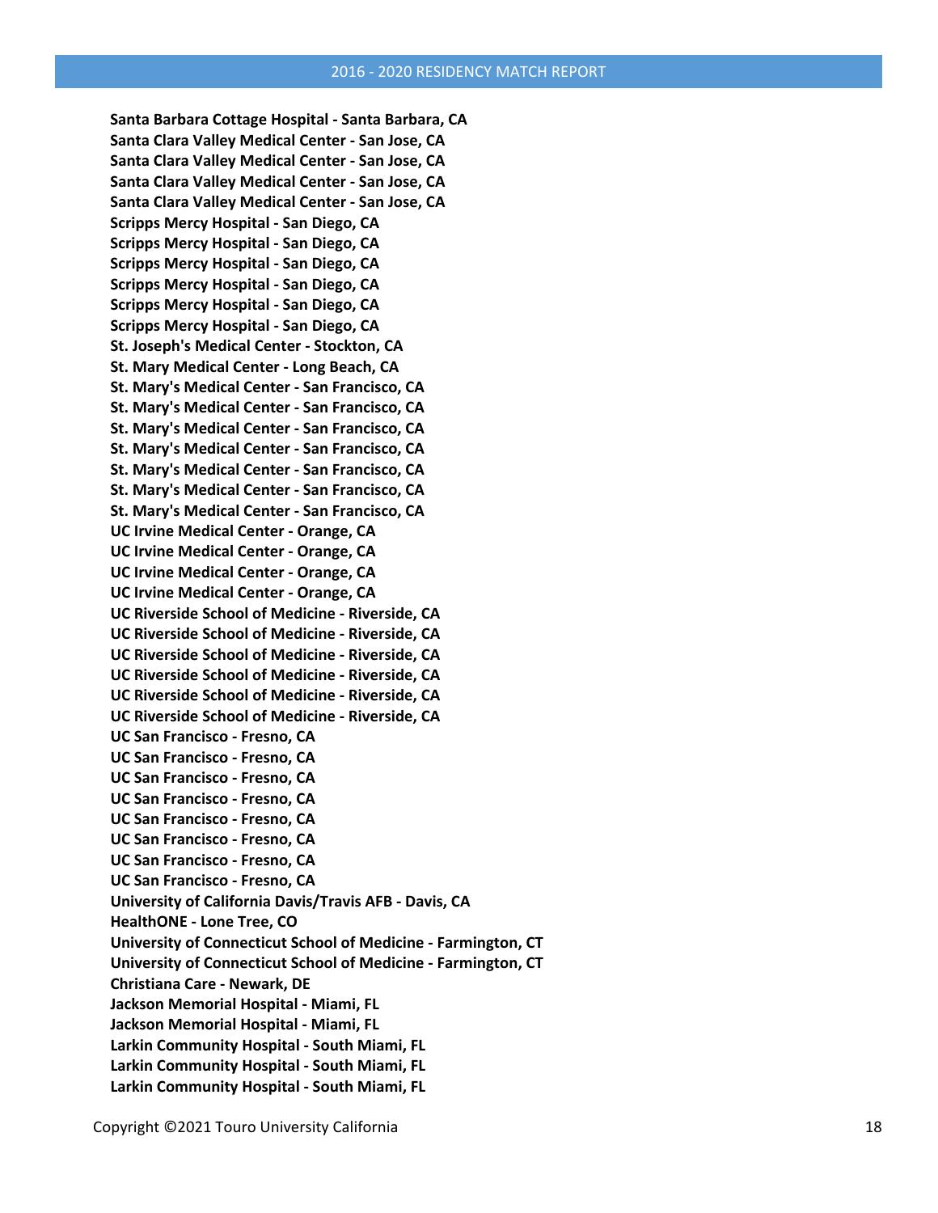**Santa Barbara Cottage Hospital - Santa Barbara, CA**
**Santa Clara Valley Medical Center - San Jose, CA**
**Santa Clara Valley Medical Center - San Jose, CA**
**Santa Clara Valley Medical Center - San Jose, CA**
**Santa Clara Valley Medical Center - San Jose, CA**
**Scripps Mercy Hospital - San Diego, CA**
**Scripps Mercy Hospital - San Diego, CA**
**Scripps Mercy Hospital - San Diego, CA**
**Scripps Mercy Hospital - San Diego, CA**
**Scripps Mercy Hospital - San Diego, CA**
**Scripps Mercy Hospital - San Diego, CA**
**St. Joseph's Medical Center - Stockton, CA**
**St. Mary Medical Center - Long Beach, CA**
**St. Mary's Medical Center - San Francisco, CA**
**St. Mary's Medical Center - San Francisco, CA**
**St. Mary's Medical Center - San Francisco, CA**
**St. Mary's Medical Center - San Francisco, CA**
**St. Mary's Medical Center - San Francisco, CA**
**St. Mary's Medical Center - San Francisco, CA**
**St. Mary's Medical Center - San Francisco, CA**
**UC Irvine Medical Center - Orange, CA**
**UC Irvine Medical Center - Orange, CA**
**UC Irvine Medical Center - Orange, CA**
**UC Irvine Medical Center - Orange, CA**
**UC Riverside School of Medicine - Riverside, CA**
**UC Riverside School of Medicine - Riverside, CA**
**UC Riverside School of Medicine - Riverside, CA**
**UC Riverside School of Medicine - Riverside, CA**
**UC Riverside School of Medicine - Riverside, CA**
**UC Riverside School of Medicine - Riverside, CA**
**UC San Francisco - Fresno, CA**
**UC San Francisco - Fresno, CA**
**UC San Francisco - Fresno, CA**
**UC San Francisco - Fresno, CA**
**UC San Francisco - Fresno, CA**
**UC San Francisco - Fresno, CA**
**UC San Francisco - Fresno, CA**
**UC San Francisco - Fresno, CA**
**University of California Davis/Travis AFB - Davis, CA**
**HealthONE - Lone Tree, CO**
**University of Connecticut School of Medicine - Farmington, CT**
**University of Connecticut School of Medicine - Farmington, CT**
**Christiana Care - Newark, DE**
**Jackson Memorial Hospital - Miami, FL**
**Jackson Memorial Hospital - Miami, FL**
**Larkin Community Hospital - South Miami, FL**
**Larkin Community Hospital - South Miami, FL**
**Larkin Community Hospital - South Miami, FL**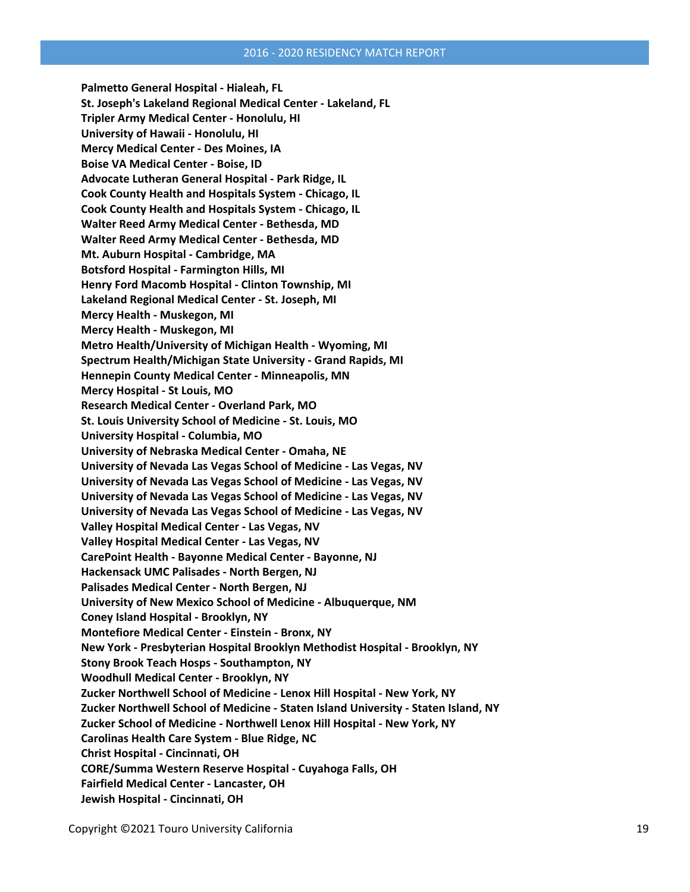**Palmetto General Hospital - Hialeah, FL**
**St. Joseph's Lakeland Regional Medical Center - Lakeland, FL**
**Tripler Army Medical Center - Honolulu, HI**
**University of Hawaii - Honolulu, HI**
**Mercy Medical Center - Des Moines, IA**
**Boise VA Medical Center - Boise, ID**
**Advocate Lutheran General Hospital - Park Ridge, IL**
**Cook County Health and Hospitals System - Chicago, IL**
**Cook County Health and Hospitals System - Chicago, IL**
**Walter Reed Army Medical Center - Bethesda, MD**
**Walter Reed Army Medical Center - Bethesda, MD**
**Mt. Auburn Hospital - Cambridge, MA**
**Botsford Hospital - Farmington Hills, MI**
**Henry Ford Macomb Hospital - Clinton Township, MI**
**Lakeland Regional Medical Center - St. Joseph, MI**
**Mercy Health - Muskegon, MI**
**Mercy Health - Muskegon, MI**
**Metro Health/University of Michigan Health - Wyoming, MI**
**Spectrum Health/Michigan State University - Grand Rapids, MI**
**Hennepin County Medical Center - Minneapolis, MN**
**Mercy Hospital - St Louis, MO**
**Research Medical Center - Overland Park, MO**
**St. Louis University School of Medicine - St. Louis, MO**
**University Hospital - Columbia, MO**
**University of Nebraska Medical Center - Omaha, NE**
**University of Nevada Las Vegas School of Medicine - Las Vegas, NV**
**University of Nevada Las Vegas School of Medicine - Las Vegas, NV**
**University of Nevada Las Vegas School of Medicine - Las Vegas, NV**
**University of Nevada Las Vegas School of Medicine - Las Vegas, NV**
**Valley Hospital Medical Center - Las Vegas, NV**
**Valley Hospital Medical Center - Las Vegas, NV**
**CarePoint Health - Bayonne Medical Center - Bayonne, NJ**
**Hackensack UMC Palisades - North Bergen, NJ**
**Palisades Medical Center - North Bergen, NJ**
**University of New Mexico School of Medicine - Albuquerque, NM**
**Coney Island Hospital - Brooklyn, NY**
**Montefiore Medical Center - Einstein - Bronx, NY**
**New York - Presbyterian Hospital Brooklyn Methodist Hospital - Brooklyn, NY**
**Stony Brook Teach Hosps - Southampton, NY**
**Woodhull Medical Center - Brooklyn, NY**
**Zucker Northwell School of Medicine - Lenox Hill Hospital - New York, NY**
**Zucker Northwell School of Medicine - Staten Island University - Staten Island, NY**
**Zucker School of Medicine - Northwell Lenox Hill Hospital - New York, NY**
**Carolinas Health Care System - Blue Ridge, NC**
**Christ Hospital - Cincinnati, OH**
**CORE/Summa Western Reserve Hospital - Cuyahoga Falls, OH**
**Fairfield Medical Center - Lancaster, OH**
**Jewish Hospital - Cincinnati, OH**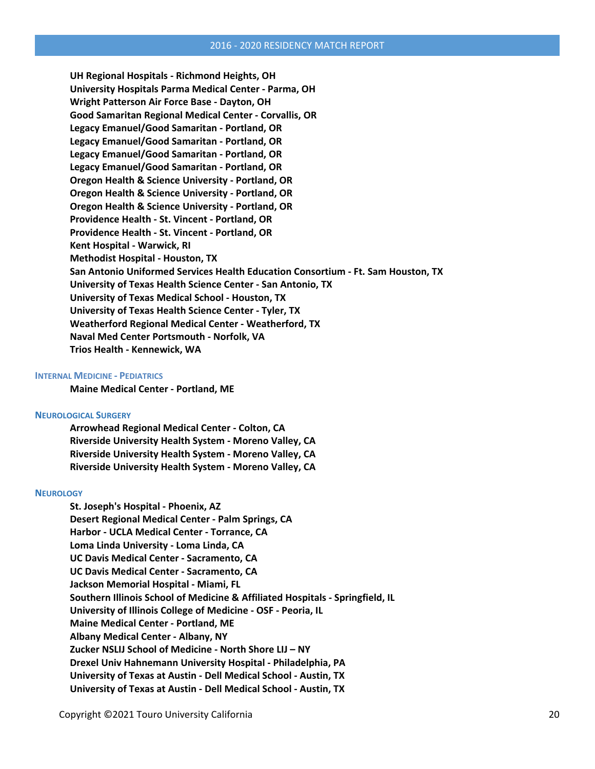**UH Regional Hospitals - Richmond Heights, OH**
**University Hospitals Parma Medical Center - Parma, OH**
**Wright Patterson Air Force Base - Dayton, OH**
**Good Samaritan Regional Medical Center - Corvallis, OR**
**Legacy Emanuel/Good Samaritan - Portland, OR**
**Legacy Emanuel/Good Samaritan - Portland, OR**
**Legacy Emanuel/Good Samaritan - Portland, OR**
**Legacy Emanuel/Good Samaritan - Portland, OR**
**Oregon Health & Science University - Portland, OR**
**Oregon Health & Science University - Portland, OR**
**Oregon Health & Science University - Portland, OR**
**Providence Health - St. Vincent - Portland, OR**
**Providence Health - St. Vincent - Portland, OR**
**Kent Hospital - Warwick, RI**
**Methodist Hospital - Houston, TX**
**San Antonio Uniformed Services Health Education Consortium - Ft. Sam Houston, TX**
**University of Texas Health Science Center - San Antonio, TX**
**University of Texas Medical School - Houston, TX**
**University of Texas Health Science Center - Tyler, TX**
**Weatherford Regional Medical Center - Weatherford, TX**
**Naval Med Center Portsmouth - Norfolk, VA**
**Trios Health - Kennewick, WA**

### Internal Medicine - Pediatrics

**Maine Medical Center - Portland, ME**

### Neurological Surgery

**Arrowhead Regional Medical Center - Colton, CA**
**Riverside University Health System - Moreno Valley, CA**
**Riverside University Health System - Moreno Valley, CA**
**Riverside University Health System - Moreno Valley, CA**

### Neurology

**St. Joseph's Hospital - Phoenix, AZ**
**Desert Regional Medical Center - Palm Springs, CA**
**Harbor - UCLA Medical Center - Torrance, CA**
**Loma Linda University - Loma Linda, CA**
**UC Davis Medical Center - Sacramento, CA**
**UC Davis Medical Center - Sacramento, CA**
**Jackson Memorial Hospital - Miami, FL**
**Southern Illinois School of Medicine & Affiliated Hospitals - Springfield, IL**
**University of Illinois College of Medicine - OSF - Peoria, IL**
**Maine Medical Center - Portland, ME**
**Albany Medical Center - Albany, NY**
**Zucker NSLIJ School of Medicine - North Shore LIJ – NY**
**Drexel Univ Hahnemann University Hospital - Philadelphia, PA**
**University of Texas at Austin - Dell Medical School - Austin, TX**
**University of Texas at Austin - Dell Medical School - Austin, TX**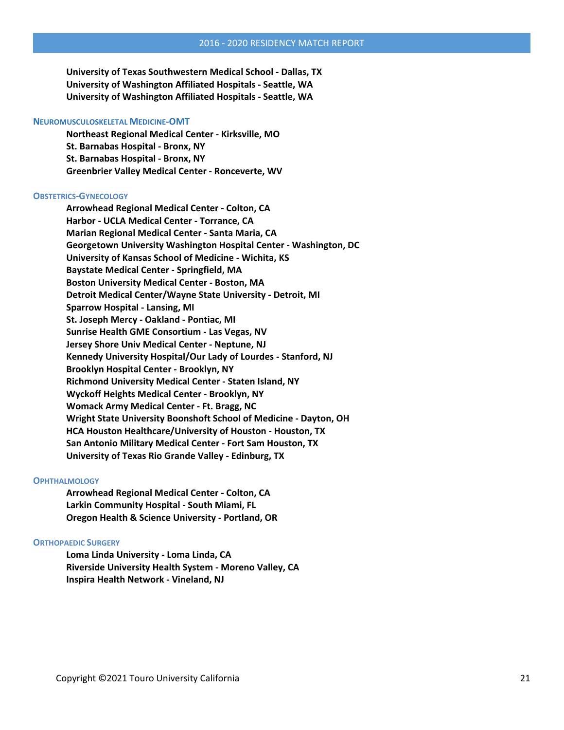**University of Texas Southwestern Medical School - Dallas, TX**
**University of Washington Affiliated Hospitals - Seattle, WA**
**University of Washington Affiliated Hospitals - Seattle, WA**

### Neuromusculoskeletal Medicine-OMT

**Northeast Regional Medical Center - Kirksville, MO**
**St. Barnabas Hospital - Bronx, NY**
**St. Barnabas Hospital - Bronx, NY**
**Greenbrier Valley Medical Center - Ronceverte, WV**

### Obstetrics-Gynecology

**Arrowhead Regional Medical Center - Colton, CA**
**Harbor - UCLA Medical Center - Torrance, CA**
**Marian Regional Medical Center - Santa Maria, CA**
**Georgetown University Washington Hospital Center - Washington, DC**
**University of Kansas School of Medicine - Wichita, KS**
**Baystate Medical Center - Springfield, MA**
**Boston University Medical Center - Boston, MA**
**Detroit Medical Center/Wayne State University - Detroit, MI**
**Sparrow Hospital - Lansing, MI**
**St. Joseph Mercy - Oakland - Pontiac, MI**
**Sunrise Health GME Consortium - Las Vegas, NV**
**Jersey Shore Univ Medical Center - Neptune, NJ**
**Kennedy University Hospital/Our Lady of Lourdes - Stanford, NJ**
**Brooklyn Hospital Center - Brooklyn, NY**
**Richmond University Medical Center - Staten Island, NY**
**Wyckoff Heights Medical Center - Brooklyn, NY**
**Womack Army Medical Center - Ft. Bragg, NC**
**Wright State University Boonshoft School of Medicine - Dayton, OH**
**HCA Houston Healthcare/University of Houston - Houston, TX**
**San Antonio Military Medical Center - Fort Sam Houston, TX**
**University of Texas Rio Grande Valley - Edinburg, TX**

### Ophthalmology

**Arrowhead Regional Medical Center - Colton, CA**
**Larkin Community Hospital - South Miami, FL**
**Oregon Health & Science University - Portland, OR**

### Orthopaedic Surgery

**Loma Linda University - Loma Linda, CA**
**Riverside University Health System - Moreno Valley, CA**
**Inspira Health Network - Vineland, NJ**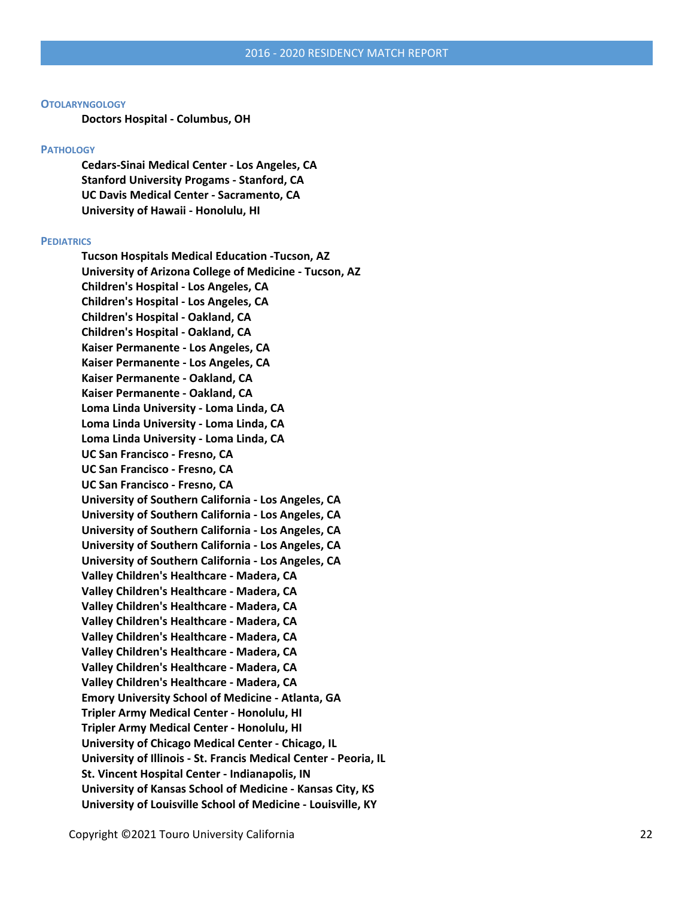### OTOLARYNGOLOGY

**Doctors Hospital - Columbus, OH**

### PATHOLOGY

**Cedars-Sinai Medical Center - Los Angeles, CA**
**Stanford University Progams - Stanford, CA**
**UC Davis Medical Center - Sacramento, CA**
**University of Hawaii - Honolulu, HI**

### PEDIATRICS

**Tucson Hospitals Medical Education -Tucson, AZ**
**University of Arizona College of Medicine - Tucson, AZ**
**Children's Hospital - Los Angeles, CA**
**Children's Hospital - Los Angeles, CA**
**Children's Hospital - Oakland, CA**
**Children's Hospital - Oakland, CA**
**Kaiser Permanente - Los Angeles, CA**
**Kaiser Permanente - Los Angeles, CA**
**Kaiser Permanente - Oakland, CA**
**Kaiser Permanente - Oakland, CA**
**Loma Linda University - Loma Linda, CA**
**Loma Linda University - Loma Linda, CA**
**Loma Linda University - Loma Linda, CA**
**UC San Francisco - Fresno, CA**
**UC San Francisco - Fresno, CA**
**UC San Francisco - Fresno, CA**
**University of Southern California - Los Angeles, CA**
**University of Southern California - Los Angeles, CA**
**University of Southern California - Los Angeles, CA**
**University of Southern California - Los Angeles, CA**
**University of Southern California - Los Angeles, CA**
**Valley Children's Healthcare - Madera, CA**
**Valley Children's Healthcare - Madera, CA**
**Valley Children's Healthcare - Madera, CA**
**Valley Children's Healthcare - Madera, CA**
**Valley Children's Healthcare - Madera, CA**
**Valley Children's Healthcare - Madera, CA**
**Valley Children's Healthcare - Madera, CA**
**Valley Children's Healthcare - Madera, CA**
**Emory University School of Medicine - Atlanta, GA**
**Tripler Army Medical Center - Honolulu, HI**
**Tripler Army Medical Center - Honolulu, HI**
**University of Chicago Medical Center - Chicago, IL**
**University of Illinois - St. Francis Medical Center - Peoria, IL**
**St. Vincent Hospital Center - Indianapolis, IN**
**University of Kansas School of Medicine - Kansas City, KS**
**University of Louisville School of Medicine - Louisville, KY**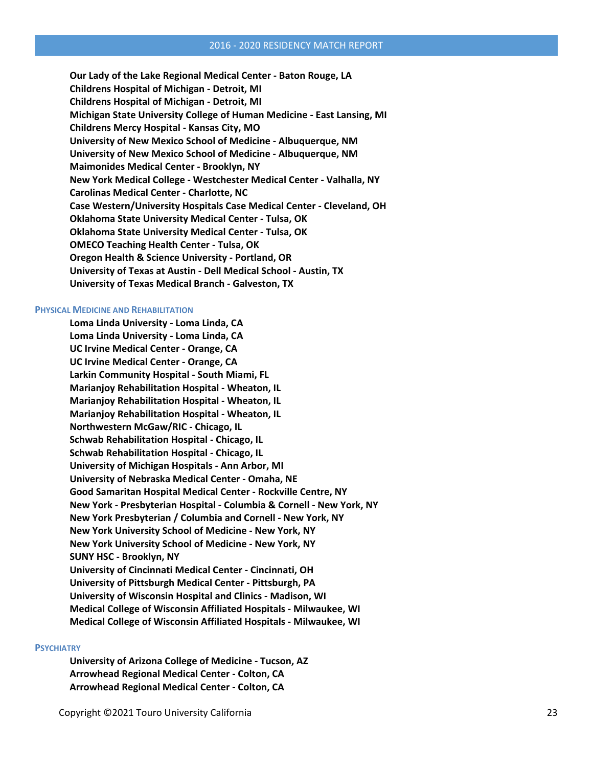**Our Lady of the Lake Regional Medical Center - Baton Rouge, LA**
**Childrens Hospital of Michigan - Detroit, MI**
**Childrens Hospital of Michigan - Detroit, MI**
**Michigan State University College of Human Medicine - East Lansing, MI**
**Childrens Mercy Hospital - Kansas City, MO**
**University of New Mexico School of Medicine - Albuquerque, NM**
**University of New Mexico School of Medicine - Albuquerque, NM**
**Maimonides Medical Center - Brooklyn, NY**
**New York Medical College - Westchester Medical Center - Valhalla, NY**
**Carolinas Medical Center - Charlotte, NC**
**Case Western/University Hospitals Case Medical Center - Cleveland, OH**
**Oklahoma State University Medical Center - Tulsa, OK**
**Oklahoma State University Medical Center - Tulsa, OK**
**OMECO Teaching Health Center - Tulsa, OK**
**Oregon Health & Science University - Portland, OR**
**University of Texas at Austin - Dell Medical School - Austin, TX**
**University of Texas Medical Branch - Galveston, TX**

### Physical Medicine and Rehabilitation

**Loma Linda University - Loma Linda, CA**
**Loma Linda University - Loma Linda, CA**
**UC Irvine Medical Center - Orange, CA**
**UC Irvine Medical Center - Orange, CA**
**Larkin Community Hospital - South Miami, FL**
**Marianjoy Rehabilitation Hospital - Wheaton, IL**
**Marianjoy Rehabilitation Hospital - Wheaton, IL**
**Marianjoy Rehabilitation Hospital - Wheaton, IL**
**Northwestern McGaw/RIC - Chicago, IL**
**Schwab Rehabilitation Hospital - Chicago, IL**
**Schwab Rehabilitation Hospital - Chicago, IL**
**University of Michigan Hospitals - Ann Arbor, MI**
**University of Nebraska Medical Center - Omaha, NE**
**Good Samaritan Hospital Medical Center - Rockville Centre, NY**
**New York - Presbyterian Hospital - Columbia & Cornell - New York, NY**
**New York Presbyterian / Columbia and Cornell - New York, NY**
**New York University School of Medicine - New York, NY**
**New York University School of Medicine - New York, NY**
**SUNY HSC - Brooklyn, NY**
**University of Cincinnati Medical Center - Cincinnati, OH**
**University of Pittsburgh Medical Center - Pittsburgh, PA**
**University of Wisconsin Hospital and Clinics - Madison, WI**
**Medical College of Wisconsin Affiliated Hospitals - Milwaukee, WI**
**Medical College of Wisconsin Affiliated Hospitals - Milwaukee, WI**

### Psychiatry

**University of Arizona College of Medicine - Tucson, AZ**
**Arrowhead Regional Medical Center - Colton, CA**
**Arrowhead Regional Medical Center - Colton, CA**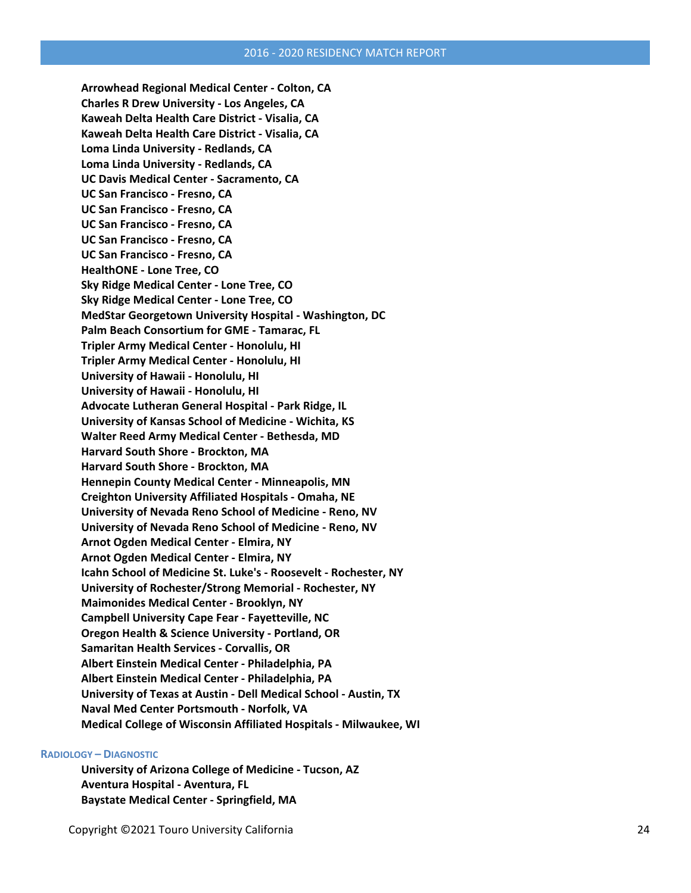**Arrowhead Regional Medical Center - Colton, CA**
**Charles R Drew University - Los Angeles, CA**
**Kaweah Delta Health Care District - Visalia, CA**
**Kaweah Delta Health Care District - Visalia, CA**
**Loma Linda University - Redlands, CA**
**Loma Linda University - Redlands, CA**
**UC Davis Medical Center - Sacramento, CA**
**UC San Francisco - Fresno, CA**
**UC San Francisco - Fresno, CA**
**UC San Francisco - Fresno, CA**
**UC San Francisco - Fresno, CA**
**UC San Francisco - Fresno, CA**
**HealthONE - Lone Tree, CO**
**Sky Ridge Medical Center - Lone Tree, CO**
**Sky Ridge Medical Center - Lone Tree, CO**
**MedStar Georgetown University Hospital - Washington, DC**
**Palm Beach Consortium for GME - Tamarac, FL**
**Tripler Army Medical Center - Honolulu, HI**
**Tripler Army Medical Center - Honolulu, HI**
**University of Hawaii - Honolulu, HI**
**University of Hawaii - Honolulu, HI**
**Advocate Lutheran General Hospital - Park Ridge, IL**
**University of Kansas School of Medicine - Wichita, KS**
**Walter Reed Army Medical Center - Bethesda, MD**
**Harvard South Shore - Brockton, MA**
**Harvard South Shore - Brockton, MA**
**Hennepin County Medical Center - Minneapolis, MN**
**Creighton University Affiliated Hospitals - Omaha, NE**
**University of Nevada Reno School of Medicine - Reno, NV**
**University of Nevada Reno School of Medicine - Reno, NV**
**Arnot Ogden Medical Center - Elmira, NY**
**Arnot Ogden Medical Center - Elmira, NY**
**Icahn School of Medicine St. Luke's - Roosevelt - Rochester, NY**
**University of Rochester/Strong Memorial - Rochester, NY**
**Maimonides Medical Center - Brooklyn, NY**
**Campbell University Cape Fear - Fayetteville, NC**
**Oregon Health & Science University - Portland, OR**
**Samaritan Health Services - Corvallis, OR**
**Albert Einstein Medical Center - Philadelphia, PA**
**Albert Einstein Medical Center - Philadelphia, PA**
**University of Texas at Austin - Dell Medical School - Austin, TX**
**Naval Med Center Portsmouth - Norfolk, VA**
**Medical College of Wisconsin Affiliated Hospitals - Milwaukee, WI**

### Radiology – Diagnostic

**University of Arizona College of Medicine - Tucson, AZ**
**Aventura Hospital - Aventura, FL**
**Baystate Medical Center - Springfield, MA**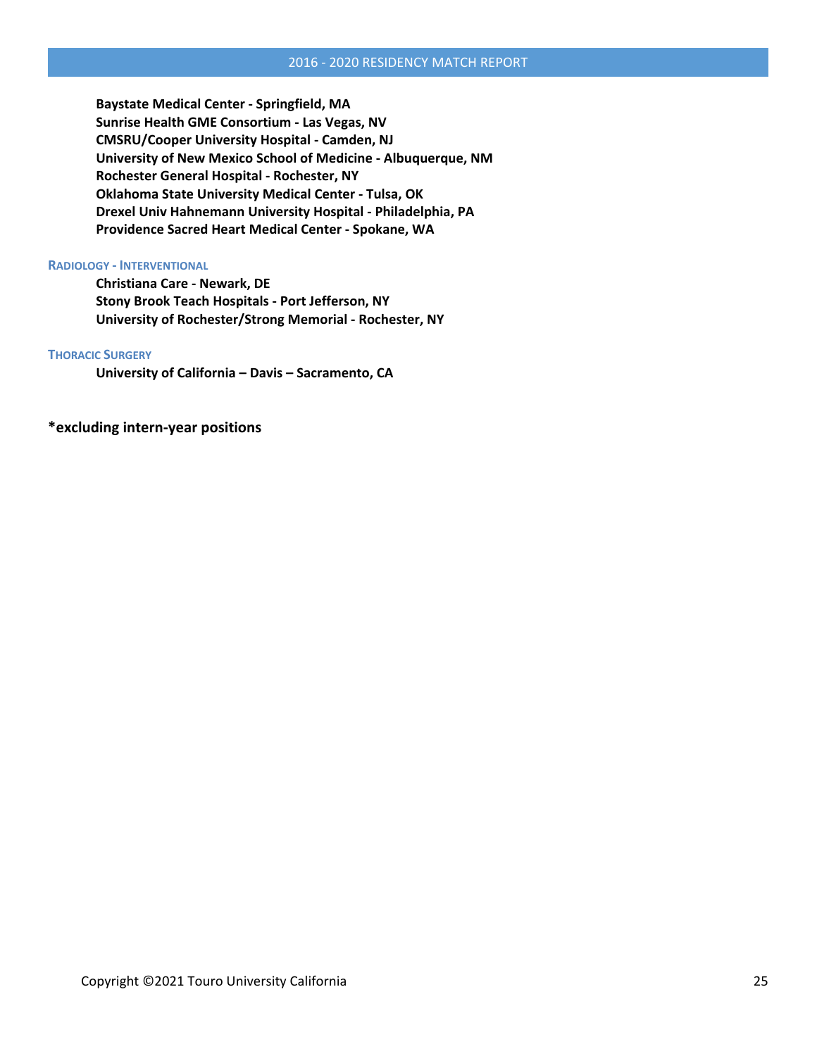**Baystate Medical Center - Springfield, MA**
**Sunrise Health GME Consortium - Las Vegas, NV**
**CMSRU/Cooper University Hospital - Camden, NJ**
**University of New Mexico School of Medicine - Albuquerque, NM**
**Rochester General Hospital - Rochester, NY**
**Oklahoma State University Medical Center - Tulsa, OK**
**Drexel Univ Hahnemann University Hospital - Philadelphia, PA**
**Providence Sacred Heart Medical Center - Spokane, WA**

### Radiology - Interventional

**Christiana Care - Newark, DE**
**Stony Brook Teach Hospitals - Port Jefferson, NY**
**University of Rochester/Strong Memorial - Rochester, NY**

### Thoracic Surgery

**University of California – Davis – Sacramento, CA**

**\*excluding intern-year positions**